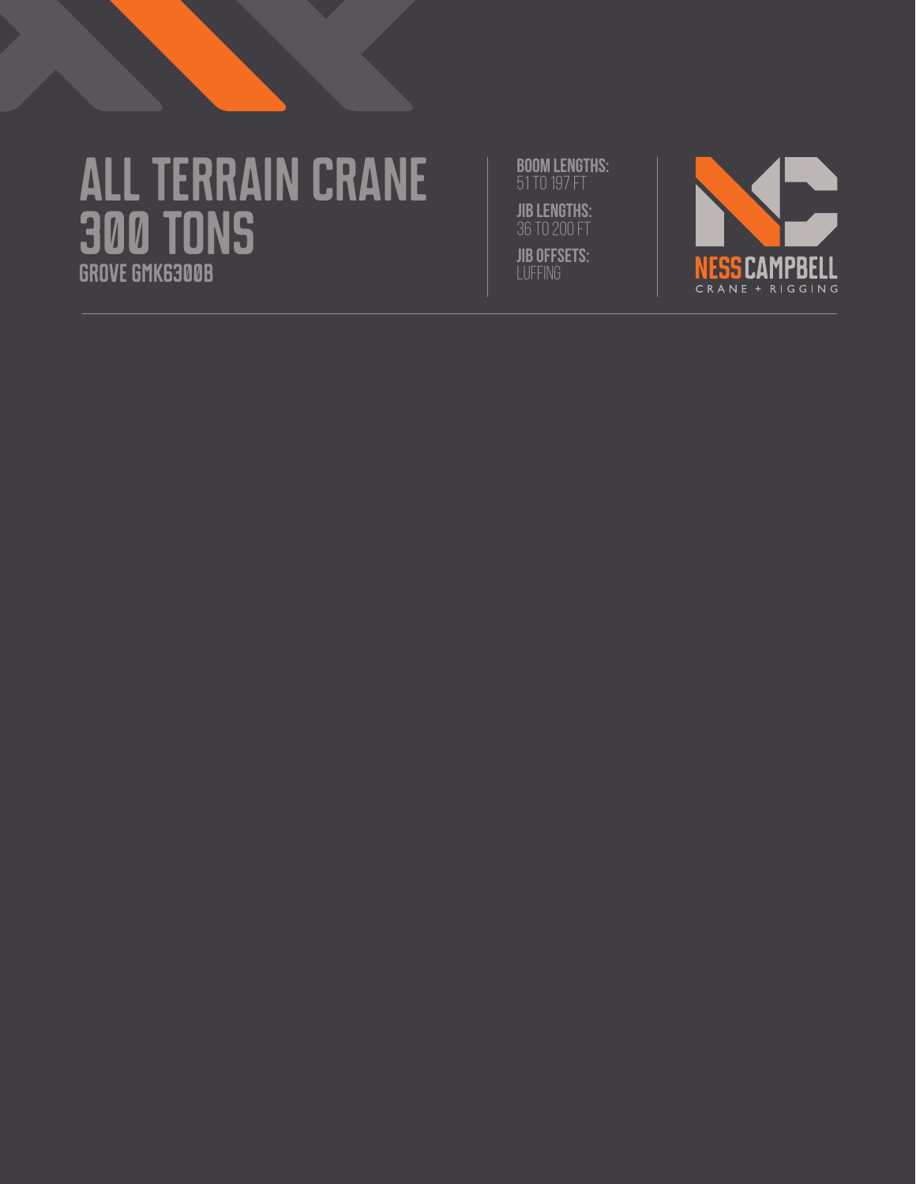# ALL TERRAIN CRANE 300 TONS

## GROVE GMK6300B

**BOOM LENGTHS:**
51 TO 197 FT

**JIB LENGTHS:**
36 TO 200 FT

**JIB OFFSETS:**
LUFFING

NESS CAMPBELL
CRANE + RIGGING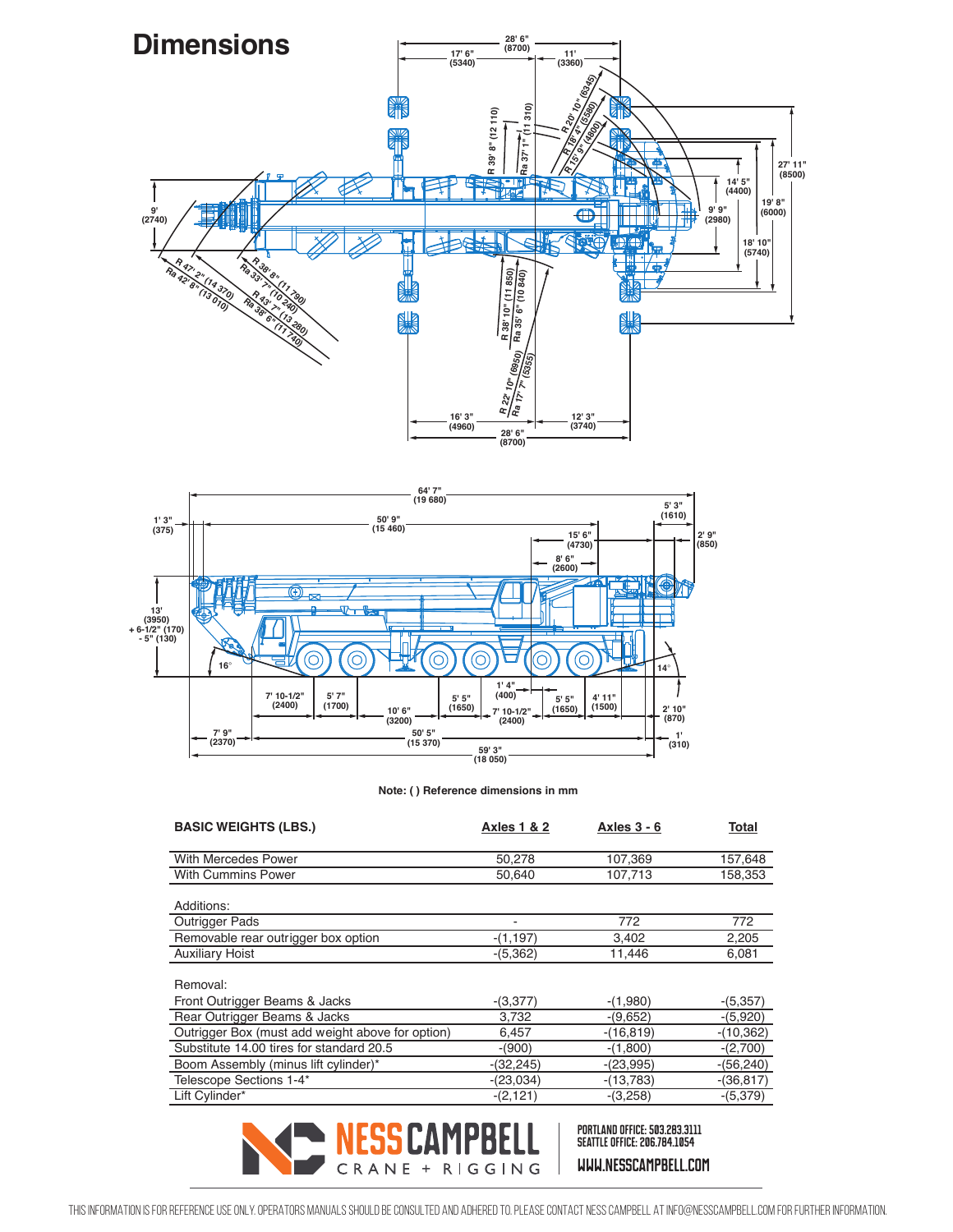# Dimensions

Note: ( ) Reference dimensions in mm

| BASIC WEIGHTS (LBS.) | Axles 1 & 2 | Axles 3 - 6 | Total |
|---|---|---|---|
| With Mercedes Power | 50,278 | 107,369 | 157,648 |
| With Cummins Power | 50,640 | 107,713 | 158,353 |
| Additions: | | | |
| Outrigger Pads | - | 772 | 772 |
| Removable rear outrigger box option | -(1,197) | 3,402 | 2,205 |
| Auxiliary Hoist | -(5,362) | 11,446 | 6,081 |
| Removal: | | | |
| Front Outrigger Beams & Jacks | -(3,377) | -(1,980) | -(5,357) |
| Rear Outrigger Beams & Jacks | 3,732 | -(9,652) | -(5,920) |
| Outrigger Box (must add weight above for option) | 6,457 | -(16,819) | -(10,362) |
| Substitute 14.00 tires for standard 20.5 | -(900) | -(1,800) | -(2,700) |
| Boom Assembly (minus lift cylinder)* | -(32,245) | -(23,995) | -(56,240) |
| Telescope Sections 1-4* | -(23,034) | -(13,783) | -(36,817) |
| Lift Cylinder* | -(2,121) | -(3,258) | -(5,379) |

NESS CAMPBELL CRANE + RIGGING

PORTLAND OFFICE: 503.283.3111
SEATTLE OFFICE: 206.784.1054

WWW.NESSCAMPBELL.COM

THIS INFORMATION IS FOR REFERENCE USE ONLY. OPERATORS MANUALS SHOULD BE CONSULTED AND ADHERED TO. PLEASE CONTACT NESS CAMPBELL AT INFO@NESSCAMPBELL.COM FOR FURTHER INFORMATION.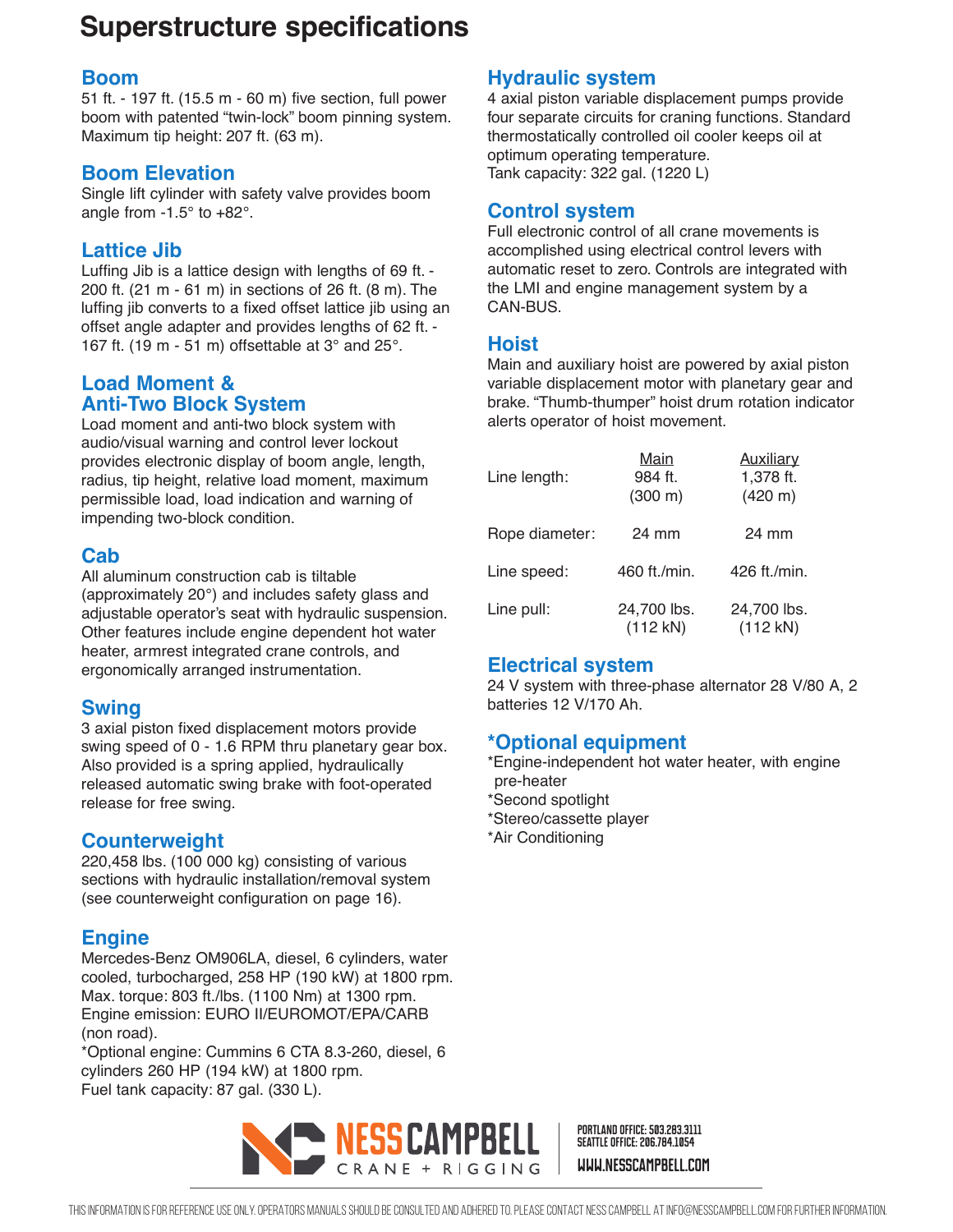# Superstructure specifications

## Boom

51 ft. - 197 ft. (15.5 m - 60 m) five section, full power boom with patented "twin-lock" boom pinning system. Maximum tip height: 207 ft. (63 m).

## Boom Elevation

Single lift cylinder with safety valve provides boom angle from -1.5° to +82°.

## Lattice Jib

Luffing Jib is a lattice design with lengths of 69 ft. - 200 ft. (21 m - 61 m) in sections of 26 ft. (8 m). The luffing jib converts to a fixed offset lattice jib using an offset angle adapter and provides lengths of 62 ft. - 167 ft. (19 m - 51 m) offsettable at 3° and 25°.

## Load Moment & Anti-Two Block System

Load moment and anti-two block system with audio/visual warning and control lever lockout provides electronic display of boom angle, length, radius, tip height, relative load moment, maximum permissible load, load indication and warning of impending two-block condition.

## Cab

All aluminum construction cab is tiltable (approximately 20°) and includes safety glass and adjustable operator's seat with hydraulic suspension. Other features include engine dependent hot water heater, armrest integrated crane controls, and ergonomically arranged instrumentation.

## Swing

3 axial piston fixed displacement motors provide swing speed of 0 - 1.6 RPM thru planetary gear box. Also provided is a spring applied, hydraulically released automatic swing brake with foot-operated release for free swing.

## Counterweight

220,458 lbs. (100 000 kg) consisting of various sections with hydraulic installation/removal system (see counterweight configuration on page 16).

## Engine

Mercedes-Benz OM906LA, diesel, 6 cylinders, water cooled, turbocharged, 258 HP (190 kW) at 1800 rpm. Max. torque: 803 ft./lbs. (1100 Nm) at 1300 rpm. Engine emission: EURO II/EUROMOT/EPA/CARB (non road).
*Optional engine: Cummins 6 CTA 8.3-260, diesel, 6 cylinders 260 HP (194 kW) at 1800 rpm.
Fuel tank capacity: 87 gal. (330 L).

## Hydraulic system

4 axial piston variable displacement pumps provide four separate circuits for craning functions. Standard thermostatically controlled oil cooler keeps oil at optimum operating temperature.
Tank capacity: 322 gal. (1220 L)

## Control system

Full electronic control of all crane movements is accomplished using electrical control levers with automatic reset to zero. Controls are integrated with the LMI and engine management system by a CAN-BUS.

## Hoist

Main and auxiliary hoist are powered by axial piston variable displacement motor with planetary gear and brake. "Thumb-thumper" hoist drum rotation indicator alerts operator of hoist movement.

| | Main | Auxiliary |
|---|---|---|
| Line length: | 984 ft. (300 m) | 1,378 ft. (420 m) |
| Rope diameter: | 24 mm | 24 mm |
| Line speed: | 460 ft./min. | 426 ft./min. |
| Line pull: | 24,700 lbs. (112 kN) | 24,700 lbs. (112 kN) |

## Electrical system

24 V system with three-phase alternator 28 V/80 A, 2 batteries 12 V/170 Ah.

## *Optional equipment

*Engine-independent hot water heater, with engine pre-heater
*Second spotlight
*Stereo/cassette player
*Air Conditioning

NESS CAMPBELL CRANE + RIGGING
PORTLAND OFFICE: 503.283.3111
SEATTLE OFFICE: 206.784.1054
WWW.NESSCAMPBELL.COM

THIS INFORMATION IS FOR REFERENCE USE ONLY. OPERATORS MANUALS SHOULD BE CONSULTED AND ADHERED TO. PLEASE CONTACT NESS CAMPBELL AT INFO@NESSCAMPBELL.COM FOR FURTHER INFORMATION.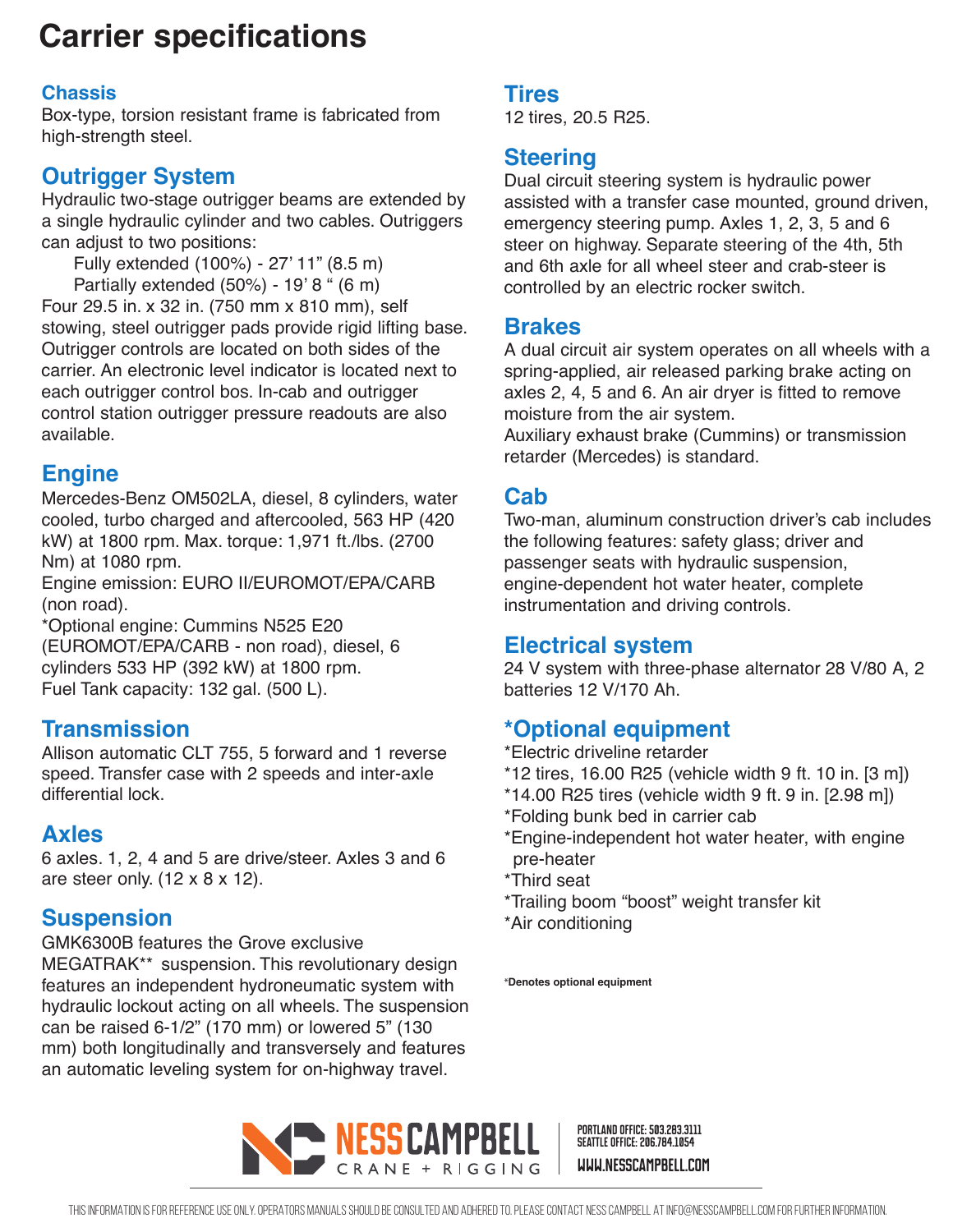# Carrier specifications

## Chassis

Box-type, torsion resistant frame is fabricated from high-strength steel.

## Outrigger System

Hydraulic two-stage outrigger beams are extended by a single hydraulic cylinder and two cables. Outriggers can adjust to two positions:

Fully extended (100%) - 27' 11" (8.5 m)
Partially extended (50%) - 19' 8 " (6 m)

Four 29.5 in. x 32 in. (750 mm x 810 mm), self stowing, steel outrigger pads provide rigid lifting base. Outrigger controls are located on both sides of the carrier. An electronic level indicator is located next to each outrigger control bos. In-cab and outrigger control station outrigger pressure readouts are also available.

## Engine

Mercedes-Benz OM502LA, diesel, 8 cylinders, water cooled, turbo charged and aftercooled, 563 HP (420 kW) at 1800 rpm. Max. torque: 1,971 ft./lbs. (2700 Nm) at 1080 rpm.
Engine emission: EURO II/EUROMOT/EPA/CARB (non road).
*Optional engine: Cummins N525 E20 (EUROMOT/EPA/CARB - non road), diesel, 6 cylinders 533 HP (392 kW) at 1800 rpm.
Fuel Tank capacity: 132 gal. (500 L).

## Transmission

Allison automatic CLT 755, 5 forward and 1 reverse speed. Transfer case with 2 speeds and inter-axle differential lock.

## Axles

6 axles. 1, 2, 4 and 5 are drive/steer. Axles 3 and 6 are steer only. (12 x 8 x 12).

## Suspension

GMK6300B features the Grove exclusive MEGATRAK** suspension. This revolutionary design features an independent hydroneumatic system with hydraulic lockout acting on all wheels. The suspension can be raised 6-1/2" (170 mm) or lowered 5" (130 mm) both longitudinally and transversely and features an automatic leveling system for on-highway travel.

## Tires

12 tires, 20.5 R25.

## Steering

Dual circuit steering system is hydraulic power assisted with a transfer case mounted, ground driven, emergency steering pump. Axles 1, 2, 3, 5 and 6 steer on highway. Separate steering of the 4th, 5th and 6th axle for all wheel steer and crab-steer is controlled by an electric rocker switch.

## Brakes

A dual circuit air system operates on all wheels with a spring-applied, air released parking brake acting on axles 2, 4, 5 and 6. An air dryer is fitted to remove moisture from the air system.
Auxiliary exhaust brake (Cummins) or transmission retarder (Mercedes) is standard.

## Cab

Two-man, aluminum construction driver's cab includes the following features: safety glass; driver and passenger seats with hydraulic suspension, engine-dependent hot water heater, complete instrumentation and driving controls.

## Electrical system

24 V system with three-phase alternator 28 V/80 A, 2 batteries 12 V/170 Ah.

## *Optional equipment

*Electric driveline retarder
*12 tires, 16.00 R25 (vehicle width 9 ft. 10 in. [3 m])
*14.00 R25 tires (vehicle width 9 ft. 9 in. [2.98 m])
*Folding bunk bed in carrier cab
*Engine-independent hot water heater, with engine pre-heater
*Third seat
*Trailing boom "boost" weight transfer kit
*Air conditioning

*Denotes optional equipment

NESS CAMPBELL CRANE + RIGGING
PORTLAND OFFICE: 503.283.3111
SEATTLE OFFICE: 206.784.1054
WWW.NESSCAMPBELL.COM

THIS INFORMATION IS FOR REFERENCE USE ONLY. OPERATORS MANUALS SHOULD BE CONSULTED AND ADHERED TO. PLEASE CONTACT NESS CAMPBELL AT INFO@NESSCAMPBELL.COM FOR FURTHER INFORMATION.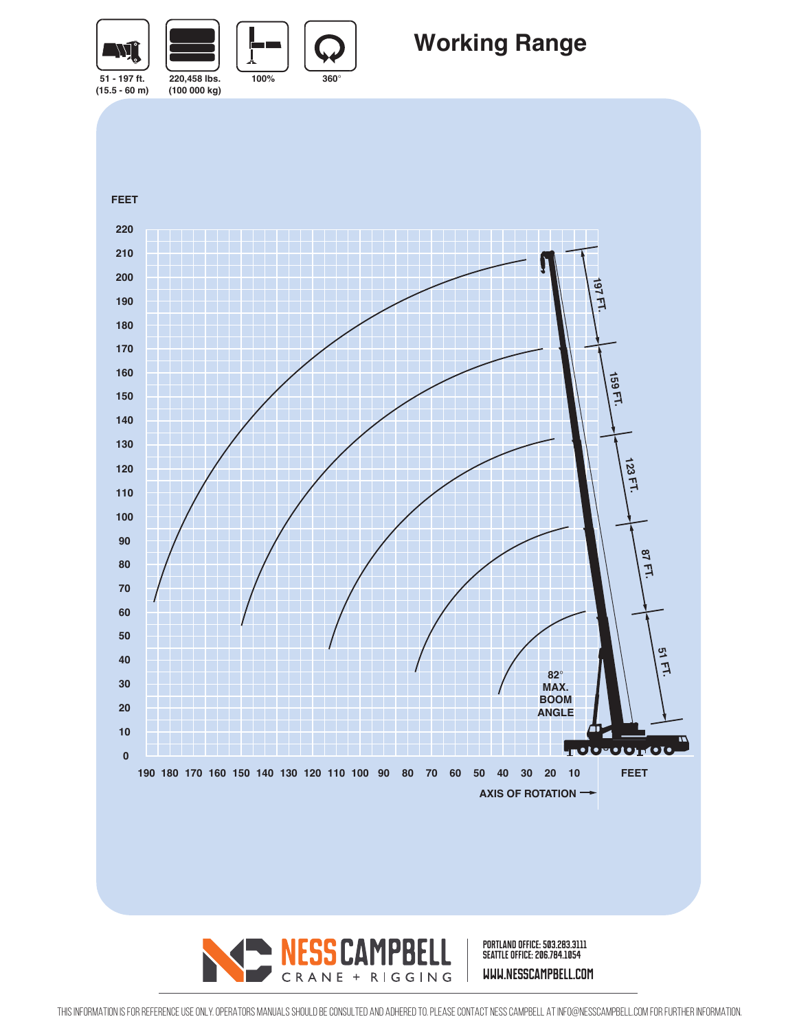51 - 197 ft.
(15.5 - 60 m)

220,458 lbs.
(100 000 kg)

100%

360°

# Working Range

FEET

220
210
200
190
180
170
160
150
140
130
120
110
100
90
80
70
60
50
40
30
20
10
0

190 180 170 160 150 140 130 120 110 100 90 80 70 60 50 40 30 20 10 FEET

AXIS OF ROTATION →

197 FT.
159 FT.
123 FT.
87 FT.
51 FT.

82°
MAX.
BOOM
ANGLE

NESS CAMPBELL
CRANE + RIGGING

PORTLAND OFFICE: 503.283.3111
SEATTLE OFFICE: 206.784.1054
WWW.NESSCAMPBELL.COM

THIS INFORMATION IS FOR REFERENCE USE ONLY. OPERATORS MANUALS SHOULD BE CONSULTED AND ADHERED TO. PLEASE CONTACT NESS CAMPBELL AT INFO@NESSCAMPBELL.COM FOR FURTHER INFORMATION.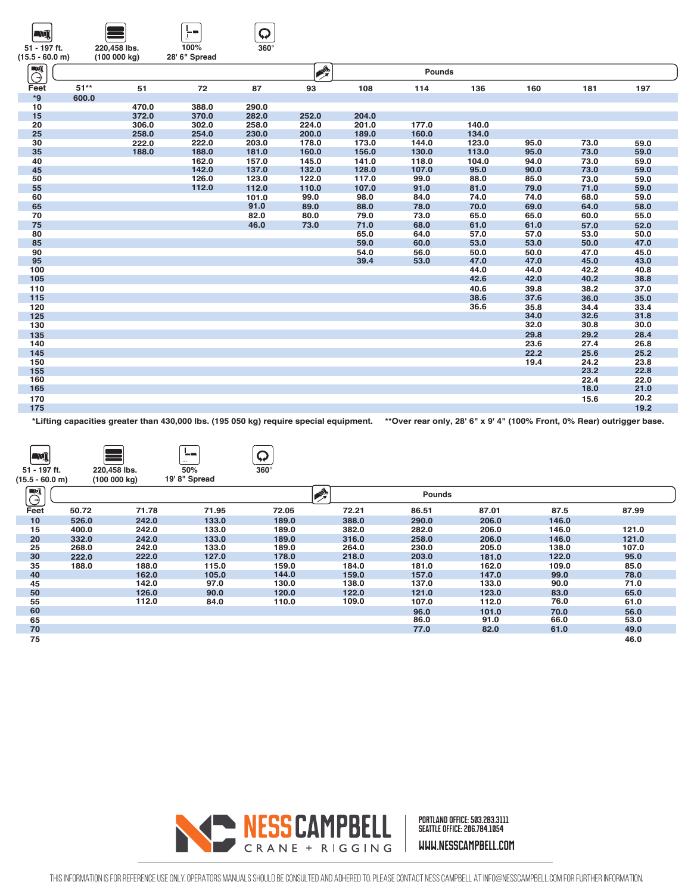51 - 197 ft. (15.5 - 60.0 m) | 220,458 lbs. (100 000 kg) | 100% 28' 6" Spread | 360°

| Feet | 51** | 51 | 72 | 87 | 93 | 108 | 114 | 136 | 160 | 181 | 197 |
|---|---|---|---|---|---|---|---|---|---|---|---|
| *9 | 600.0 | | | | | | | | | | |
| 10 | | 470.0 | 388.0 | 290.0 | | | | | | | |
| 15 | | 372.0 | 370.0 | 282.0 | 252.0 | 204.0 | | | | | |
| 20 | | 306.0 | 302.0 | 258.0 | 224.0 | 201.0 | 177.0 | 140.0 | | | |
| 25 | | 258.0 | 254.0 | 230.0 | 200.0 | 189.0 | 160.0 | 134.0 | | | |
| 30 | | 222.0 | 222.0 | 203.0 | 178.0 | 173.0 | 144.0 | 123.0 | 95.0 | 73.0 | 59.0 |
| 35 | | 188.0 | 188.0 | 181.0 | 160.0 | 156.0 | 130.0 | 113.0 | 95.0 | 73.0 | 59.0 |
| 40 | | | 162.0 | 157.0 | 145.0 | 141.0 | 118.0 | 104.0 | 94.0 | 73.0 | 59.0 |
| 45 | | | 142.0 | 137.0 | 132.0 | 128.0 | 107.0 | 95.0 | 90.0 | 73.0 | 59.0 |
| 50 | | | 126.0 | 123.0 | 122.0 | 117.0 | 99.0 | 88.0 | 85.0 | 73.0 | 59.0 |
| 55 | | | 112.0 | 112.0 | 110.0 | 107.0 | 91.0 | 81.0 | 79.0 | 71.0 | 59.0 |
| 60 | | | | 101.0 | 99.0 | 98.0 | 84.0 | 74.0 | 74.0 | 68.0 | 59.0 |
| 65 | | | | 91.0 | 89.0 | 88.0 | 78.0 | 70.0 | 69.0 | 64.0 | 58.0 |
| 70 | | | | 82.0 | 80.0 | 79.0 | 73.0 | 65.0 | 65.0 | 60.0 | 55.0 |
| 75 | | | | 46.0 | 73.0 | 71.0 | 68.0 | 61.0 | 61.0 | 57.0 | 52.0 |
| 80 | | | | | | 65.0 | 64.0 | 57.0 | 57.0 | 53.0 | 50.0 |
| 85 | | | | | | 59.0 | 60.0 | 53.0 | 53.0 | 50.0 | 47.0 |
| 90 | | | | | | 54.0 | 56.0 | 50.0 | 50.0 | 47.0 | 45.0 |
| 95 | | | | | | 39.4 | 53.0 | 47.0 | 47.0 | 45.0 | 43.0 |
| 100 | | | | | | | | 44.0 | 44.0 | 42.2 | 40.8 |
| 105 | | | | | | | | 42.6 | 42.0 | 40.2 | 38.8 |
| 110 | | | | | | | | 40.6 | 39.8 | 38.2 | 37.0 |
| 115 | | | | | | | | 38.6 | 37.6 | 36.0 | 35.0 |
| 120 | | | | | | | | 36.6 | 35.8 | 34.4 | 33.4 |
| 125 | | | | | | | | | 34.0 | 32.6 | 31.8 |
| 130 | | | | | | | | | 32.0 | 30.8 | 30.0 |
| 135 | | | | | | | | | 29.8 | 29.2 | 28.4 |
| 140 | | | | | | | | | 23.6 | 27.4 | 26.8 |
| 145 | | | | | | | | | 22.2 | 25.6 | 25.2 |
| 150 | | | | | | | | | 19.4 | 24.2 | 23.8 |
| 155 | | | | | | | | | | 23.2 | 22.8 |
| 160 | | | | | | | | | | 22.4 | 22.0 |
| 165 | | | | | | | | | | 18.0 | 21.0 |
| 170 | | | | | | | | | | 15.6 | 20.2 |
| 175 | | | | | | | | | | | 19.2 |

*Lifting capacities greater than 430,000 lbs. (195 050 kg) require special equipment. **Over rear only, 28' 6" x 9' 4" (100% Front, 0% Rear) outrigger base.

51 - 197 ft. (15.5 - 60.0 m) | 220,458 lbs. (100 000 kg) | 50% 19' 8" Spread | 360°

| Feet | 50.72 | 71.78 | 71.95 | 72.05 | 72.21 | 86.51 | 87.01 | 87.5 | 87.99 |
|---|---|---|---|---|---|---|---|---|---|
| 10 | 526.0 | 242.0 | 133.0 | 189.0 | 388.0 | 290.0 | 206.0 | 146.0 | |
| 15 | 400.0 | 242.0 | 133.0 | 189.0 | 382.0 | 282.0 | 206.0 | 146.0 | 121.0 |
| 20 | 332.0 | 242.0 | 133.0 | 189.0 | 316.0 | 258.0 | 206.0 | 146.0 | 121.0 |
| 25 | 268.0 | 242.0 | 133.0 | 189.0 | 264.0 | 230.0 | 205.0 | 138.0 | 107.0 |
| 30 | 222.0 | 222.0 | 127.0 | 178.0 | 218.0 | 203.0 | 181.0 | 122.0 | 95.0 |
| 35 | 188.0 | 188.0 | 115.0 | 159.0 | 184.0 | 181.0 | 162.0 | 109.0 | 85.0 |
| 40 | | 162.0 | 105.0 | 144.0 | 159.0 | 157.0 | 147.0 | 99.0 | 78.0 |
| 45 | | 142.0 | 97.0 | 130.0 | 138.0 | 137.0 | 133.0 | 90.0 | 71.0 |
| 50 | | 126.0 | 90.0 | 120.0 | 122.0 | 121.0 | 123.0 | 83.0 | 65.0 |
| 55 | | 112.0 | 84.0 | 110.0 | 109.0 | 107.0 | 112.0 | 76.0 | 61.0 |
| 60 | | | | | | 96.0 | 101.0 | 70.0 | 56.0 |
| 65 | | | | | | 86.0 | 91.0 | 66.0 | 53.0 |
| 70 | | | | | | 77.0 | 82.0 | 61.0 | 49.0 |
| 75 | | | | | | | | | 46.0 |

NESS CAMPBELL CRANE + RIGGING

PORTLAND OFFICE: 503.283.3111
SEATTLE OFFICE: 206.784.1054
WWW.NESSCAMPBELL.COM

THIS INFORMATION IS FOR REFERENCE USE ONLY. OPERATORS MANUALS SHOULD BE CONSULTED AND ADHERED TO. PLEASE CONTACT NESS CAMPBELL AT INFO@NESSCAMPBELL.COM FOR FURTHER INFORMATION.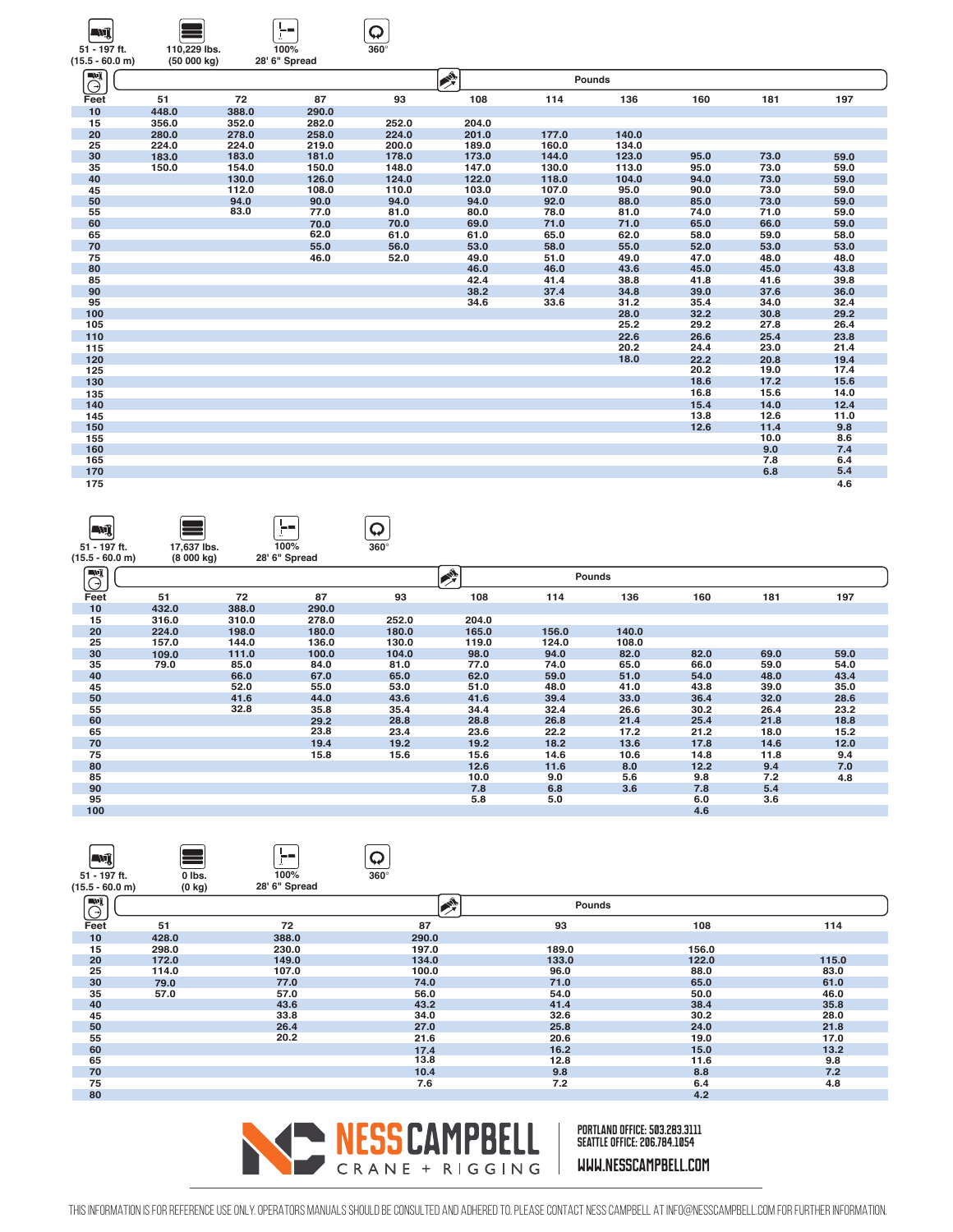51 - 197 ft. (15.5 - 60.0 m) | 110,229 lbs. (50 000 kg) | 100% 28' 6" Spread | 360°

| Feet | 51 | 72 | 87 | 93 | 108 | 114 | 136 | 160 | 181 | 197 |
|---|---|---|---|---|---|---|---|---|---|---|
| | | | | | Pounds | | | | | |
| 10 | 448.0 | 388.0 | 290.0 | | | | | | | |
| 15 | 356.0 | 352.0 | 282.0 | 252.0 | 204.0 | | | | | |
| 20 | 280.0 | 278.0 | 258.0 | 224.0 | 201.0 | 177.0 | 140.0 | | | |
| 25 | 224.0 | 224.0 | 219.0 | 200.0 | 189.0 | 160.0 | 134.0 | | | |
| 30 | 183.0 | 183.0 | 181.0 | 178.0 | 173.0 | 144.0 | 123.0 | 95.0 | 73.0 | 59.0 |
| 35 | 150.0 | 154.0 | 150.0 | 148.0 | 147.0 | 130.0 | 113.0 | 95.0 | 73.0 | 59.0 |
| 40 | | 130.0 | 126.0 | 124.0 | 122.0 | 118.0 | 104.0 | 94.0 | 73.0 | 59.0 |
| 45 | | 112.0 | 108.0 | 110.0 | 103.0 | 107.0 | 95.0 | 90.0 | 73.0 | 59.0 |
| 50 | | 94.0 | 90.0 | 94.0 | 94.0 | 92.0 | 88.0 | 85.0 | 73.0 | 59.0 |
| 55 | | 83.0 | 77.0 | 81.0 | 80.0 | 78.0 | 81.0 | 74.0 | 71.0 | 59.0 |
| 60 | | | 70.0 | 70.0 | 69.0 | 71.0 | 71.0 | 65.0 | 66.0 | 59.0 |
| 65 | | | 62.0 | 61.0 | 61.0 | 65.0 | 62.0 | 58.0 | 59.0 | 58.0 |
| 70 | | | 55.0 | 56.0 | 53.0 | 58.0 | 55.0 | 52.0 | 53.0 | 53.0 |
| 75 | | | 46.0 | 52.0 | 49.0 | 51.0 | 49.0 | 47.0 | 48.0 | 48.0 |
| 80 | | | | | 46.0 | 46.0 | 43.6 | 45.0 | 45.0 | 43.8 |
| 85 | | | | | 42.4 | 41.4 | 38.8 | 41.8 | 41.6 | 39.8 |
| 90 | | | | | 38.2 | 37.4 | 34.8 | 39.0 | 37.6 | 36.0 |
| 95 | | | | | 34.6 | 33.6 | 31.2 | 35.4 | 34.0 | 32.4 |
| 100 | | | | | | | 28.0 | 32.2 | 30.8 | 29.2 |
| 105 | | | | | | | 25.2 | 29.2 | 27.8 | 26.4 |
| 110 | | | | | | | 22.6 | 26.6 | 25.4 | 23.8 |
| 115 | | | | | | | 20.2 | 24.4 | 23.0 | 21.4 |
| 120 | | | | | | | 18.0 | 22.2 | 20.8 | 19.4 |
| 125 | | | | | | | | 20.2 | 19.0 | 17.4 |
| 130 | | | | | | | | 18.6 | 17.2 | 15.6 |
| 135 | | | | | | | | 16.8 | 15.6 | 14.0 |
| 140 | | | | | | | | 15.4 | 14.0 | 12.4 |
| 145 | | | | | | | | 13.8 | 12.6 | 11.0 |
| 150 | | | | | | | | 12.6 | 11.4 | 9.8 |
| 155 | | | | | | | | | 10.0 | 8.6 |
| 160 | | | | | | | | | 9.0 | 7.4 |
| 165 | | | | | | | | | 7.8 | 6.4 |
| 170 | | | | | | | | | 6.8 | 5.4 |
| 175 | | | | | | | | | | 4.6 |

51 - 197 ft. (15.5 - 60.0 m) | 17,637 lbs. (8 000 kg) | 100% 28' 6" Spread | 360°

| Feet | 51 | 72 | 87 | 93 | 108 | 114 | 136 | 160 | 181 | 197 |
|---|---|---|---|---|---|---|---|---|---|---|
| | | | | | Pounds | | | | | |
| 10 | 432.0 | 388.0 | 290.0 | | | | | | | |
| 15 | 316.0 | 310.0 | 278.0 | 252.0 | 204.0 | | | | | |
| 20 | 224.0 | 198.0 | 180.0 | 180.0 | 165.0 | 156.0 | 140.0 | | | |
| 25 | 157.0 | 144.0 | 136.0 | 130.0 | 119.0 | 124.0 | 108.0 | | | |
| 30 | 109.0 | 111.0 | 100.0 | 104.0 | 98.0 | 94.0 | 82.0 | 82.0 | 69.0 | 59.0 |
| 35 | 79.0 | 85.0 | 84.0 | 81.0 | 77.0 | 74.0 | 65.0 | 66.0 | 59.0 | 54.0 |
| 40 | | 66.0 | 67.0 | 65.0 | 62.0 | 59.0 | 51.0 | 54.0 | 48.0 | 43.4 |
| 45 | | 52.0 | 55.0 | 53.0 | 51.0 | 48.0 | 41.0 | 43.8 | 39.0 | 35.0 |
| 50 | | 41.6 | 44.0 | 43.6 | 41.6 | 39.4 | 33.0 | 36.4 | 32.0 | 28.6 |
| 55 | | 32.8 | 35.8 | 35.4 | 34.4 | 32.4 | 26.6 | 30.2 | 26.4 | 23.2 |
| 60 | | | 29.2 | 28.8 | 28.8 | 26.8 | 21.4 | 25.4 | 21.8 | 18.8 |
| 65 | | | 23.8 | 23.4 | 23.6 | 22.2 | 17.2 | 21.2 | 18.0 | 15.2 |
| 70 | | | 19.4 | 19.2 | 19.2 | 18.2 | 13.6 | 17.8 | 14.6 | 12.0 |
| 75 | | | 15.8 | 15.6 | 15.6 | 14.6 | 10.6 | 14.8 | 11.8 | 9.4 |
| 80 | | | | | 12.6 | 11.6 | 8.0 | 12.2 | 9.4 | 7.0 |
| 85 | | | | | 10.0 | 9.0 | 5.6 | 9.8 | 7.2 | 4.8 |
| 90 | | | | | 7.8 | 6.8 | 3.6 | 7.8 | 5.4 | |
| 95 | | | | | 5.8 | 5.0 | | 6.0 | 3.6 | |
| 100 | | | | | | | | 4.6 | | |

51 - 197 ft. (15.5 - 60.0 m) | 0 lbs. (0 kg) | 100% 28' 6" Spread | 360°

| Feet | 51 | 72 | 87 | 93 | 108 | 114 |
|---|---|---|---|---|---|---|
| | | | | Pounds | | |
| 10 | 428.0 | 388.0 | 290.0 | | | |
| 15 | 298.0 | 230.0 | 197.0 | 189.0 | 156.0 | |
| 20 | 172.0 | 149.0 | 134.0 | 133.0 | 122.0 | 115.0 |
| 25 | 114.0 | 107.0 | 100.0 | 96.0 | 88.0 | 83.0 |
| 30 | 79.0 | 77.0 | 74.0 | 71.0 | 65.0 | 61.0 |
| 35 | 57.0 | 57.0 | 56.0 | 54.0 | 50.0 | 46.0 |
| 40 | | 43.6 | 43.2 | 41.4 | 38.4 | 35.8 |
| 45 | | 33.8 | 34.0 | 32.6 | 30.2 | 28.0 |
| 50 | | 26.4 | 27.0 | 25.8 | 24.0 | 21.8 |
| 55 | | 20.2 | 21.6 | 20.6 | 19.0 | 17.0 |
| 60 | | | 17.4 | 16.2 | 15.0 | 13.2 |
| 65 | | | 13.8 | 12.8 | 11.6 | 9.8 |
| 70 | | | 10.4 | 9.8 | 8.8 | 7.2 |
| 75 | | | 7.6 | 7.2 | 6.4 | 4.8 |
| 80 | | | | | 4.2 | |

NESS CAMPBELL CRANE + RIGGING

PORTLAND OFFICE: 503.283.3111
SEATTLE OFFICE: 206.784.1054
WWW.NESSCAMPBELL.COM

THIS INFORMATION IS FOR REFERENCE USE ONLY. OPERATORS MANUALS SHOULD BE CONSULTED AND ADHERED TO. PLEASE CONTACT NESS CAMPBELL AT INFO@NESSCAMPBELL.COM FOR FURTHER INFORMATION.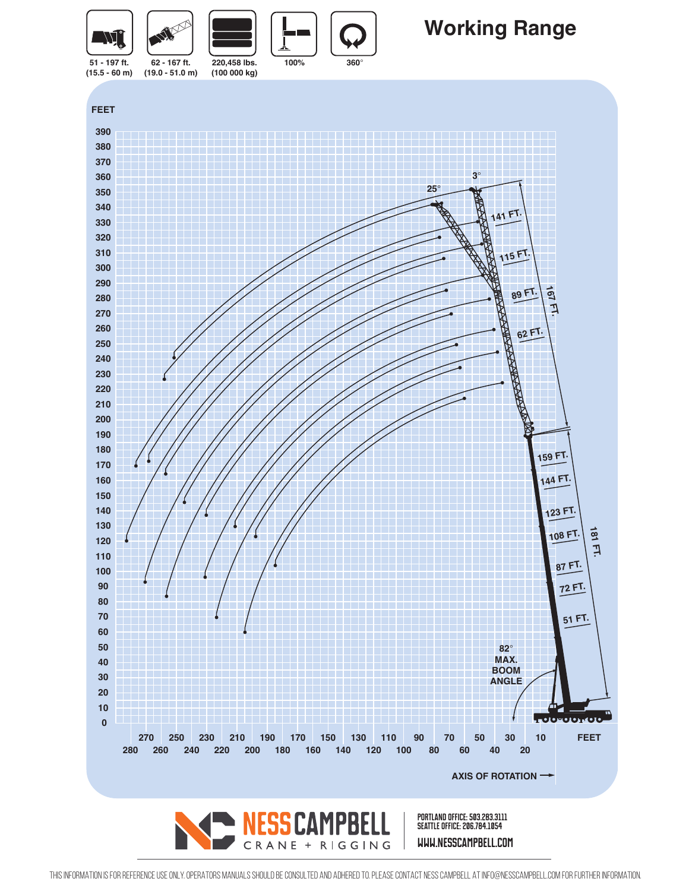# Working Range

| Main Boom | Jib | Capacity | Counterweight | Swing |
|---|---|---|---|---|
| 51 - 197 ft. (15.5 - 60 m) | 62 - 167 ft. (19.0 - 51.0 m) | 220,458 lbs. (100 000 kg) | 100% | 360° |

FEET

Boom lengths: 51 FT., 72 FT., 87 FT., 108 FT., 123 FT., 144 FT., 159 FT., 181 FT.

Jib lengths: 62 FT., 89 FT., 115 FT., 141 FT., 167 FT.

Jib offsets: 3°, 25°

82° MAX. BOOM ANGLE

AXIS OF ROTATION →

**NESS CAMPBELL** CRANE + RIGGING

PORTLAND OFFICE: 503.283.3111
SEATTLE OFFICE: 206.784.1054

WWW.NESSCAMPBELL.COM

THIS INFORMATION IS FOR REFERENCE USE ONLY. OPERATORS MANUALS SHOULD BE CONSULTED AND ADHERED TO. PLEASE CONTACT NESS CAMPBELL AT INFO@NESSCAMPBELL.COM FOR FURTHER INFORMATION.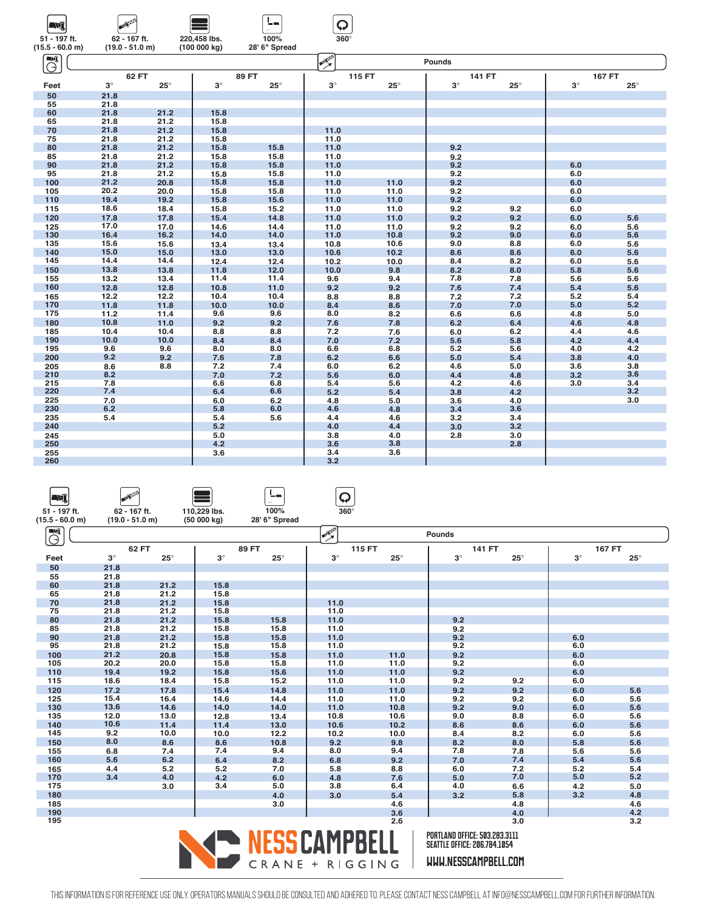51 - 197 ft. (15.5 - 60.0 m) | 62 - 167 ft. (19.0 - 51.0 m) | 220,458 lbs. (100 000 kg) | 100% 28' 6" Spread | 360°

| | Pounds | | | | | | | | | |
|---|---|---|---|---|---|---|---|---|---|---|
| | 62 FT | | 89 FT | | 115 FT | | 141 FT | | 167 FT | |
| Feet | 3° | 25° | 3° | 25° | 3° | 25° | 3° | 25° | 3° | 25° |
| 50 | 21.8 | | | | | | | | | |
| 55 | 21.8 | | | | | | | | | |
| 60 | 21.8 | 21.2 | 15.8 | | | | | | | |
| 65 | 21.8 | 21.2 | 15.8 | | | | | | | |
| 70 | 21.8 | 21.2 | 15.8 | | 11.0 | | | | | |
| 75 | 21.8 | 21.2 | 15.8 | | 11.0 | | | | | |
| 80 | 21.8 | 21.2 | 15.8 | 15.8 | 11.0 | | 9.2 | | | |
| 85 | 21.8 | 21.2 | 15.8 | 15.8 | 11.0 | | 9.2 | | | |
| 90 | 21.8 | 21.2 | 15.8 | 15.8 | 11.0 | | 9.2 | | 6.0 | |
| 95 | 21.8 | 21.2 | 15.8 | 15.8 | 11.0 | | 9.2 | | 6.0 | |
| 100 | 21.2 | 20.8 | 15.8 | 15.8 | 11.0 | 11.0 | 9.2 | | 6.0 | |
| 105 | 20.2 | 20.0 | 15.8 | 15.8 | 11.0 | 11.0 | 9.2 | | 6.0 | |
| 110 | 19.4 | 19.2 | 15.8 | 15.6 | 11.0 | 11.0 | 9.2 | | 6.0 | |
| 115 | 18.6 | 18.4 | 15.8 | 15.2 | 11.0 | 11.0 | 9.2 | 9.2 | 6.0 | |
| 120 | 17.8 | 17.8 | 15.4 | 14.8 | 11.0 | 11.0 | 9.2 | 9.2 | 6.0 | 5.6 |
| 125 | 17.0 | 17.0 | 14.6 | 14.4 | 11.0 | 11.0 | 9.2 | 9.2 | 6.0 | 5.6 |
| 130 | 16.4 | 16.2 | 14.0 | 14.0 | 11.0 | 10.8 | 9.2 | 9.0 | 6.0 | 5.6 |
| 135 | 15.6 | 15.6 | 13.4 | 13.4 | 10.8 | 10.6 | 9.0 | 8.8 | 6.0 | 5.6 |
| 140 | 15.0 | 15.0 | 13.0 | 13.0 | 10.6 | 10.2 | 8.6 | 8.6 | 6.0 | 5.6 |
| 145 | 14.4 | 14.4 | 12.4 | 12.4 | 10.2 | 10.0 | 8.4 | 8.2 | 6.0 | 5.6 |
| 150 | 13.8 | 13.8 | 11.8 | 12.0 | 10.0 | 9.8 | 8.2 | 8.0 | 5.8 | 5.6 |
| 155 | 13.2 | 13.4 | 11.4 | 11.4 | 9.6 | 9.4 | 7.8 | 7.8 | 5.6 | 5.6 |
| 160 | 12.8 | 12.8 | 10.8 | 11.0 | 9.2 | 9.2 | 7.6 | 7.4 | 5.4 | 5.6 |
| 165 | 12.2 | 12.2 | 10.4 | 10.4 | 8.8 | 8.8 | 7.2 | 7.2 | 5.2 | 5.4 |
| 170 | 11.8 | 11.8 | 10.0 | 10.0 | 8.4 | 8.6 | 7.0 | 7.0 | 5.0 | 5.2 |
| 175 | 11.2 | 11.4 | 9.6 | 9.6 | 8.0 | 8.2 | 6.6 | 6.6 | 4.8 | 5.0 |
| 180 | 10.8 | 11.0 | 9.2 | 9.2 | 7.6 | 7.8 | 6.2 | 6.4 | 4.6 | 4.8 |
| 185 | 10.4 | 10.4 | 8.8 | 8.8 | 7.2 | 7.6 | 6.0 | 6.2 | 4.4 | 4.6 |
| 190 | 10.0 | 10.0 | 8.4 | 8.4 | 7.0 | 7.2 | 5.6 | 5.8 | 4.2 | 4.4 |
| 195 | 9.6 | 9.6 | 8.0 | 8.0 | 6.6 | 6.8 | 5.2 | 5.6 | 4.0 | 4.2 |
| 200 | 9.2 | 9.2 | 7.6 | 7.8 | 6.2 | 6.6 | 5.0 | 5.4 | 3.8 | 4.0 |
| 205 | 8.6 | 8.8 | 7.2 | 7.4 | 6.0 | 6.2 | 4.6 | 5.0 | 3.6 | 3.8 |
| 210 | 8.2 | | 7.0 | 7.2 | 5.6 | 6.0 | 4.4 | 4.8 | 3.2 | 3.6 |
| 215 | 7.8 | | 6.6 | 6.8 | 5.4 | 5.6 | 4.2 | 4.6 | 3.0 | 3.4 |
| 220 | 7.4 | | 6.4 | 6.6 | 5.2 | 5.4 | 3.8 | 4.2 | | 3.2 |
| 225 | 7.0 | | 6.0 | 6.2 | 4.8 | 5.0 | 3.6 | 4.0 | | 3.0 |
| 230 | 6.2 | | 5.8 | 6.0 | 4.6 | 4.8 | 3.4 | 3.6 | | |
| 235 | 5.4 | | 5.4 | 5.6 | 4.4 | 4.6 | 3.2 | 3.4 | | |
| 240 | | | 5.2 | | 4.0 | 4.4 | 3.0 | 3.2 | | |
| 245 | | | 5.0 | | 3.8 | 4.0 | 2.8 | 3.0 | | |
| 250 | | | 4.2 | | 3.6 | 3.8 | | 2.8 | | |
| 255 | | | 3.6 | | 3.4 | 3.6 | | | | |
| 260 | | | | | 3.2 | | | | | |

51 - 197 ft. (15.5 - 60.0 m) | 62 - 167 ft. (19.0 - 51.0 m) | 110,229 lbs. (50 000 kg) | 100% 28' 6" Spread | 360°

| | Pounds | | | | | | | | | |
|---|---|---|---|---|---|---|---|---|---|---|
| | 62 FT | | 89 FT | | 115 FT | | 141 FT | | 167 FT | |
| Feet | 3° | 25° | 3° | 25° | 3° | 25° | 3° | 25° | 3° | 25° |
| 50 | 21.8 | | | | | | | | | |
| 55 | 21.8 | | | | | | | | | |
| 60 | 21.8 | 21.2 | 15.8 | | | | | | | |
| 65 | 21.8 | 21.2 | 15.8 | | | | | | | |
| 70 | 21.8 | 21.2 | 15.8 | | 11.0 | | | | | |
| 75 | 21.8 | 21.2 | 15.8 | | 11.0 | | | | | |
| 80 | 21.8 | 21.2 | 15.8 | 15.8 | 11.0 | | 9.2 | | | |
| 85 | 21.8 | 21.2 | 15.8 | 15.8 | 11.0 | | 9.2 | | | |
| 90 | 21.8 | 21.2 | 15.8 | 15.8 | 11.0 | | 9.2 | | 6.0 | |
| 95 | 21.8 | 21.2 | 15.8 | 15.8 | 11.0 | | 9.2 | | 6.0 | |
| 100 | 21.2 | 20.8 | 15.8 | 15.8 | 11.0 | 11.0 | 9.2 | | 6.0 | |
| 105 | 20.2 | 20.0 | 15.8 | 15.8 | 11.0 | 11.0 | 9.2 | | 6.0 | |
| 110 | 19.4 | 19.2 | 15.8 | 15.6 | 11.0 | 11.0 | 9.2 | | 6.0 | |
| 115 | 18.6 | 18.4 | 15.8 | 15.2 | 11.0 | 11.0 | 9.2 | 9.2 | 6.0 | |
| 120 | 17.2 | 17.8 | 15.4 | 14.8 | 11.0 | 11.0 | 9.2 | 9.2 | 6.0 | 5.6 |
| 125 | 15.4 | 16.4 | 14.6 | 14.4 | 11.0 | 11.0 | 9.2 | 9.2 | 6.0 | 5.6 |
| 130 | 13.6 | 14.6 | 14.0 | 14.0 | 11.0 | 10.8 | 9.2 | 9.0 | 6.0 | 5.6 |
| 135 | 12.0 | 13.0 | 12.8 | 13.4 | 10.8 | 10.6 | 9.0 | 8.8 | 6.0 | 5.6 |
| 140 | 10.6 | 11.4 | 11.4 | 13.0 | 10.6 | 10.2 | 8.6 | 8.6 | 6.0 | 5.6 |
| 145 | 9.2 | 10.0 | 10.0 | 12.2 | 10.2 | 10.0 | 8.4 | 8.2 | 6.0 | 5.6 |
| 150 | 8.0 | 8.6 | 8.6 | 10.8 | 9.2 | 9.8 | 8.2 | 8.0 | 5.8 | 5.6 |
| 155 | 6.8 | 7.4 | 7.4 | 9.4 | 8.0 | 9.4 | 7.8 | 7.8 | 5.6 | 5.6 |
| 160 | 5.6 | 6.2 | 6.4 | 8.2 | 6.8 | 9.2 | 7.0 | 7.4 | 5.4 | 5.6 |
| 165 | 4.4 | 5.2 | 5.2 | 7.0 | 5.8 | 8.8 | 6.0 | 7.2 | 5.2 | 5.4 |
| 170 | 3.4 | 4.0 | 4.2 | 6.0 | 4.8 | 7.6 | 5.0 | 7.0 | 5.0 | 5.2 |
| 175 | | 3.0 | 3.4 | 5.0 | 3.8 | 6.4 | 4.0 | 6.6 | 4.2 | 5.0 |
| 180 | | | | 4.0 | 3.0 | 5.4 | 3.2 | 5.8 | 3.2 | 4.8 |
| 185 | | | | 3.0 | | 4.6 | | 4.8 | | 4.6 |
| 190 | | | | | | 3.6 | | 4.0 | | 4.2 |
| 195 | | | | | | 2.6 | | 3.0 | | 3.2 |

NESS CAMPBELL CRANE + RIGGING

PORTLAND OFFICE: 503.283.3111
SEATTLE OFFICE: 206.784.1054
WWW.NESSCAMPBELL.COM

THIS INFORMATION IS FOR REFERENCE USE ONLY. OPERATORS MANUALS SHOULD BE CONSULTED AND ADHERED TO. PLEASE CONTACT NESS CAMPBELL AT INFO@NESSCAMPBELL.COM FOR FURTHER INFORMATION.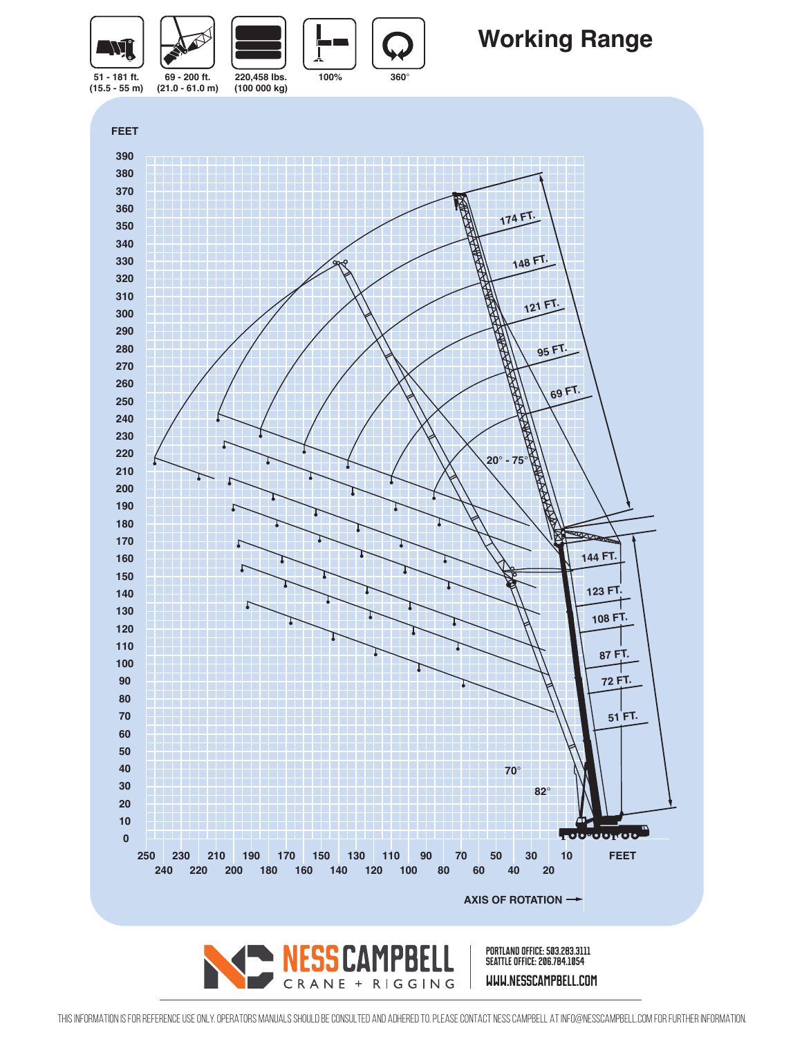| 51 - 181 ft. (15.5 - 55 m) | 69 - 200 ft. (21.0 - 61.0 m) | 220,458 lbs. (100 000 kg) | 100% | 360° |
|---|---|---|---|---|

# Working Range

FEET

174 FT.
148 FT.
121 FT.
95 FT.
69 FT.
20° - 75°
144 FT.
123 FT.
108 FT.
87 FT.
72 FT.
51 FT.
70°
82°

FEET

AXIS OF ROTATION →

NESS CAMPBELL CRANE + RIGGING

PORTLAND OFFICE: 503.283.3111
SEATTLE OFFICE: 206.784.1054
WWW.NESSCAMPBELL.COM

THIS INFORMATION IS FOR REFERENCE USE ONLY. OPERATORS MANUALS SHOULD BE CONSULTED AND ADHERED TO. PLEASE CONTACT NESS CAMPBELL AT INFO@NESSCAMPBELL.COM FOR FURTHER INFORMATION.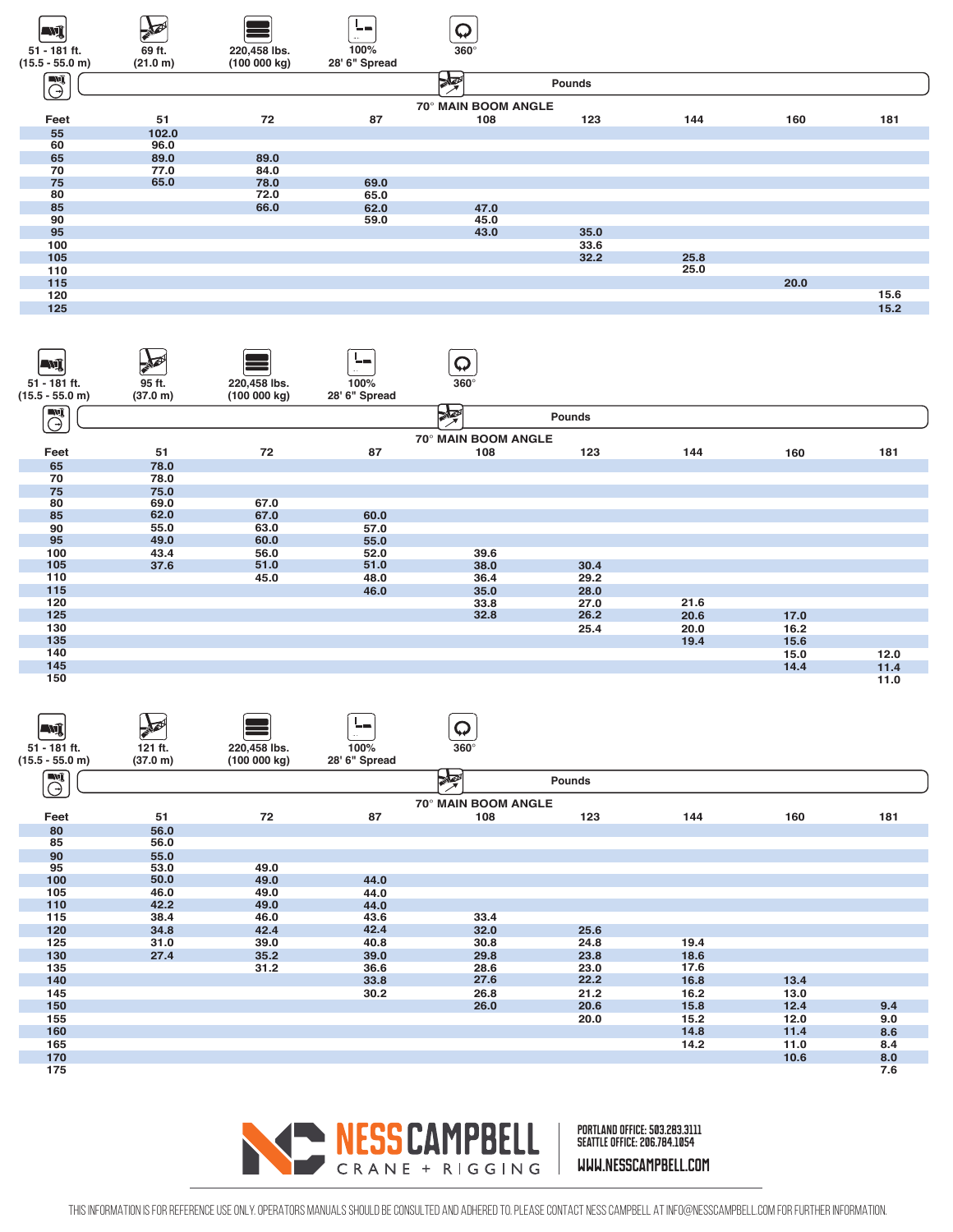51 - 181 ft. (15.5 - 55.0 m) | 69 ft. (21.0 m) | 220,458 lbs. (100 000 kg) | 100% 28' 6" Spread | 360°

Pounds

70° MAIN BOOM ANGLE

| Feet | 51 | 72 | 87 | 108 | 123 | 144 | 160 | 181 |
|---|---|---|---|---|---|---|---|---|
| 55 | 102.0 | | | | | | | |
| 60 | 96.0 | | | | | | | |
| 65 | 89.0 | 89.0 | | | | | | |
| 70 | 77.0 | 84.0 | | | | | | |
| 75 | 65.0 | 78.0 | 69.0 | | | | | |
| 80 | | 72.0 | 65.0 | | | | | |
| 85 | | 66.0 | 62.0 | 47.0 | | | | |
| 90 | | | 59.0 | 45.0 | | | | |
| 95 | | | | 43.0 | 35.0 | | | |
| 100 | | | | | 33.6 | | | |
| 105 | | | | | 32.2 | 25.8 | | |
| 110 | | | | | | 25.0 | | |
| 115 | | | | | | | 20.0 | |
| 120 | | | | | | | | 15.6 |
| 125 | | | | | | | | 15.2 |

51 - 181 ft. (15.5 - 55.0 m) | 95 ft. (37.0 m) | 220,458 lbs. (100 000 kg) | 100% 28' 6" Spread | 360°

Pounds

70° MAIN BOOM ANGLE

| Feet | 51 | 72 | 87 | 108 | 123 | 144 | 160 | 181 |
|---|---|---|---|---|---|---|---|---|
| 65 | 78.0 | | | | | | | |
| 70 | 78.0 | | | | | | | |
| 75 | 75.0 | | | | | | | |
| 80 | 69.0 | 67.0 | | | | | | |
| 85 | 62.0 | 67.0 | 60.0 | | | | | |
| 90 | 55.0 | 63.0 | 57.0 | | | | | |
| 95 | 49.0 | 60.0 | 55.0 | | | | | |
| 100 | 43.4 | 56.0 | 52.0 | 39.6 | | | | |
| 105 | 37.6 | 51.0 | 51.0 | 38.0 | 30.4 | | | |
| 110 | | 45.0 | 48.0 | 36.4 | 29.2 | | | |
| 115 | | | 46.0 | 35.0 | 28.0 | | | |
| 120 | | | | 33.8 | 27.0 | 21.6 | | |
| 125 | | | | 32.8 | 26.2 | 20.6 | 17.0 | |
| 130 | | | | | 25.4 | 20.0 | 16.2 | |
| 135 | | | | | | 19.4 | 15.6 | |
| 140 | | | | | | | 15.0 | 12.0 |
| 145 | | | | | | | 14.4 | 11.4 |
| 150 | | | | | | | | 11.0 |

51 - 181 ft. (15.5 - 55.0 m) | 121 ft. (37.0 m) | 220,458 lbs. (100 000 kg) | 100% 28' 6" Spread | 360°

Pounds

70° MAIN BOOM ANGLE

| Feet | 51 | 72 | 87 | 108 | 123 | 144 | 160 | 181 |
|---|---|---|---|---|---|---|---|---|
| 80 | 56.0 | | | | | | | |
| 85 | 56.0 | | | | | | | |
| 90 | 55.0 | | | | | | | |
| 95 | 53.0 | 49.0 | | | | | | |
| 100 | 50.0 | 49.0 | 44.0 | | | | | |
| 105 | 46.0 | 49.0 | 44.0 | | | | | |
| 110 | 42.2 | 49.0 | 44.0 | | | | | |
| 115 | 38.4 | 46.0 | 43.6 | 33.4 | | | | |
| 120 | 34.8 | 42.4 | 42.4 | 32.0 | 25.6 | | | |
| 125 | 31.0 | 39.0 | 40.8 | 30.8 | 24.8 | 19.4 | | |
| 130 | 27.4 | 35.2 | 39.0 | 29.8 | 23.8 | 18.6 | | |
| 135 | | 31.2 | 36.6 | 28.6 | 23.0 | 17.6 | | |
| 140 | | | 33.8 | 27.6 | 22.2 | 16.8 | 13.4 | |
| 145 | | | 30.2 | 26.8 | 21.2 | 16.2 | 13.0 | |
| 150 | | | | 26.0 | 20.6 | 15.8 | 12.4 | 9.4 |
| 155 | | | | | 20.0 | 15.2 | 12.0 | 9.0 |
| 160 | | | | | | 14.8 | 11.4 | 8.6 |
| 165 | | | | | | 14.2 | 11.0 | 8.4 |
| 170 | | | | | | | 10.6 | 8.0 |
| 175 | | | | | | | | 7.6 |

NESS CAMPBELL CRANE + RIGGING

PORTLAND OFFICE: 503.283.3111
SEATTLE OFFICE: 206.784.1054
WWW.NESSCAMPBELL.COM

THIS INFORMATION IS FOR REFERENCE USE ONLY. OPERATORS MANUALS SHOULD BE CONSULTED AND ADHERED TO. PLEASE CONTACT NESS CAMPBELL AT INFO@NESSCAMPBELL.COM FOR FURTHER INFORMATION.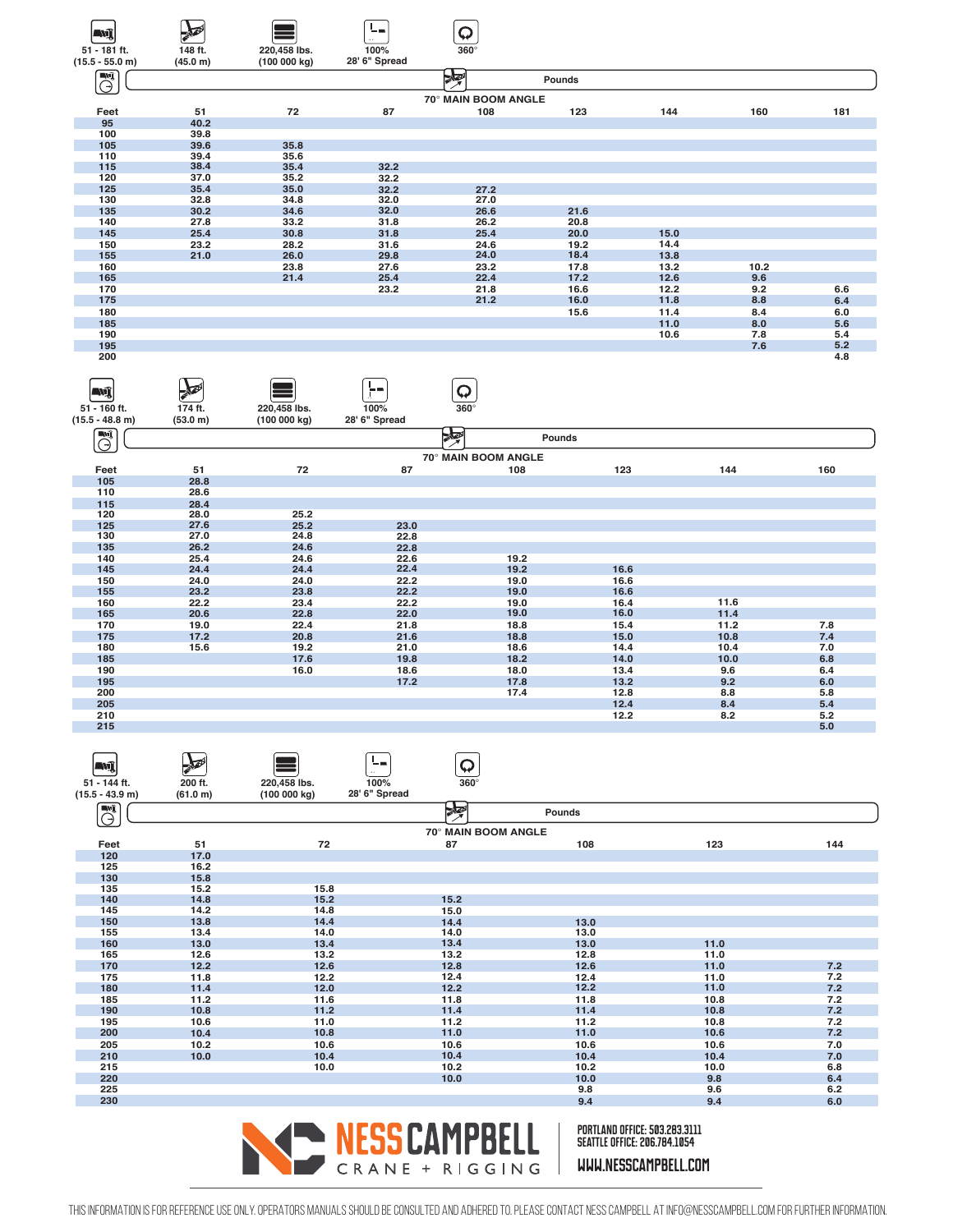51 - 181 ft. (15.5 - 55.0 m) | 148 ft. (45.0 m) | 220,458 lbs. (100 000 kg) | 100% 28' 6" Spread | 360°

| Feet | 51 | 72 | 87 | 108 | 123 | 144 | 160 | 181 |
|---|---|---|---|---|---|---|---|---|
| | | | | 70° MAIN BOOM ANGLE | | | | |
| | | | | Pounds | | | | |
| 95 | 40.2 | | | | | | | |
| 100 | 39.8 | | | | | | | |
| 105 | 39.6 | 35.8 | | | | | | |
| 110 | 39.4 | 35.6 | | | | | | |
| 115 | 38.4 | 35.4 | 32.2 | | | | | |
| 120 | 37.0 | 35.2 | 32.2 | | | | | |
| 125 | 35.4 | 35.0 | 32.2 | 27.2 | | | | |
| 130 | 32.8 | 34.8 | 32.0 | 27.0 | | | | |
| 135 | 30.2 | 34.6 | 32.0 | 26.6 | 21.6 | | | |
| 140 | 27.8 | 33.2 | 31.8 | 26.2 | 20.8 | | | |
| 145 | 25.4 | 30.8 | 31.8 | 25.4 | 20.0 | 15.0 | | |
| 150 | 23.2 | 28.2 | 31.6 | 24.6 | 19.2 | 14.4 | | |
| 155 | 21.0 | 26.0 | 29.8 | 24.0 | 18.4 | 13.8 | | |
| 160 | | 23.8 | 27.6 | 23.2 | 17.8 | 13.2 | 10.2 | |
| 165 | | 21.4 | 25.4 | 22.4 | 17.2 | 12.6 | 9.6 | |
| 170 | | | 23.2 | 21.8 | 16.6 | 12.2 | 9.2 | 6.6 |
| 175 | | | | 21.2 | 16.0 | 11.8 | 8.8 | 6.4 |
| 180 | | | | | 15.6 | 11.4 | 8.4 | 6.0 |
| 185 | | | | | | 11.0 | 8.0 | 5.6 |
| 190 | | | | | | 10.6 | 7.8 | 5.4 |
| 195 | | | | | | | 7.6 | 5.2 |
| 200 | | | | | | | | 4.8 |

51 - 160 ft. (15.5 - 48.8 m) | 174 ft. (53.0 m) | 220,458 lbs. (100 000 kg) | 100% 28' 6" Spread | 360°

| Feet | 51 | 72 | 87 | 108 | 123 | 144 | 160 |
|---|---|---|---|---|---|---|---|
| | | | | 70° MAIN BOOM ANGLE | | | |
| | | | | Pounds | | | |
| 105 | 28.8 | | | | | | |
| 110 | 28.6 | | | | | | |
| 115 | 28.4 | | | | | | |
| 120 | 28.0 | 25.2 | | | | | |
| 125 | 27.6 | 25.2 | 23.0 | | | | |
| 130 | 27.0 | 24.8 | 22.8 | | | | |
| 135 | 26.2 | 24.6 | 22.8 | | | | |
| 140 | 25.4 | 24.6 | 22.6 | 19.2 | | | |
| 145 | 24.4 | 24.4 | 22.4 | 19.2 | 16.6 | | |
| 150 | 24.0 | 24.0 | 22.2 | 19.0 | 16.6 | | |
| 155 | 23.2 | 23.8 | 22.2 | 19.0 | 16.6 | | |
| 160 | 22.2 | 23.4 | 22.2 | 19.0 | 16.4 | 11.6 | |
| 165 | 20.6 | 22.8 | 22.0 | 19.0 | 16.0 | 11.4 | |
| 170 | 19.0 | 22.4 | 21.8 | 18.8 | 15.4 | 11.2 | 7.8 |
| 175 | 17.2 | 20.8 | 21.6 | 18.8 | 15.0 | 10.8 | 7.4 |
| 180 | 15.6 | 19.2 | 21.0 | 18.6 | 14.4 | 10.4 | 7.0 |
| 185 | | 17.6 | 19.8 | 18.2 | 14.0 | 10.0 | 6.8 |
| 190 | | 16.0 | 18.6 | 18.0 | 13.4 | 9.6 | 6.4 |
| 195 | | | 17.2 | 17.8 | 13.2 | 9.2 | 6.0 |
| 200 | | | | 17.4 | 12.8 | 8.8 | 5.8 |
| 205 | | | | | 12.4 | 8.4 | 5.4 |
| 210 | | | | | 12.2 | 8.2 | 5.2 |
| 215 | | | | | | | 5.0 |

51 - 144 ft. (15.5 - 43.9 m) | 200 ft. (61.0 m) | 220,458 lbs. (100 000 kg) | 100% 28' 6" Spread | 360°

| Feet | 51 | 72 | 87 | 108 | 123 | 144 |
|---|---|---|---|---|---|---|
| | | | 70° MAIN BOOM ANGLE | | | |
| | | | Pounds | | | |
| 120 | 17.0 | | | | | |
| 125 | 16.2 | | | | | |
| 130 | 15.8 | | | | | |
| 135 | 15.2 | 15.8 | | | | |
| 140 | 14.8 | 15.2 | 15.2 | | | |
| 145 | 14.2 | 14.8 | 15.0 | | | |
| 150 | 13.8 | 14.4 | 14.4 | 13.0 | | |
| 155 | 13.4 | 14.0 | 14.0 | 13.0 | | |
| 160 | 13.0 | 13.4 | 13.4 | 13.0 | 11.0 | |
| 165 | 12.6 | 13.2 | 13.2 | 12.8 | 11.0 | |
| 170 | 12.2 | 12.6 | 12.8 | 12.6 | 11.0 | 7.2 |
| 175 | 11.8 | 12.2 | 12.4 | 12.4 | 11.0 | 7.2 |
| 180 | 11.4 | 12.0 | 12.2 | 12.2 | 11.0 | 7.2 |
| 185 | 11.2 | 11.6 | 11.8 | 11.8 | 10.8 | 7.2 |
| 190 | 10.8 | 11.2 | 11.4 | 11.4 | 10.8 | 7.2 |
| 195 | 10.6 | 11.0 | 11.2 | 11.2 | 10.8 | 7.2 |
| 200 | 10.4 | 10.8 | 11.0 | 11.0 | 10.6 | 7.2 |
| 205 | 10.2 | 10.6 | 10.6 | 10.6 | 10.6 | 7.0 |
| 210 | 10.0 | 10.4 | 10.4 | 10.4 | 10.4 | 7.0 |
| 215 | | 10.0 | 10.2 | 10.2 | 10.0 | 6.8 |
| 220 | | | 10.0 | 10.0 | 9.8 | 6.4 |
| 225 | | | | 9.8 | 9.6 | 6.2 |
| 230 | | | | 9.4 | 9.4 | 6.0 |

NESS CAMPBELL CRANE + RIGGING

PORTLAND OFFICE: 503.283.3111
SEATTLE OFFICE: 206.784.1054
WWW.NESSCAMPBELL.COM

THIS INFORMATION IS FOR REFERENCE USE ONLY. OPERATORS MANUALS SHOULD BE CONSULTED AND ADHERED TO. PLEASE CONTACT NESS CAMPBELL AT INFO@NESSCAMPBELL.COM FOR FURTHER INFORMATION.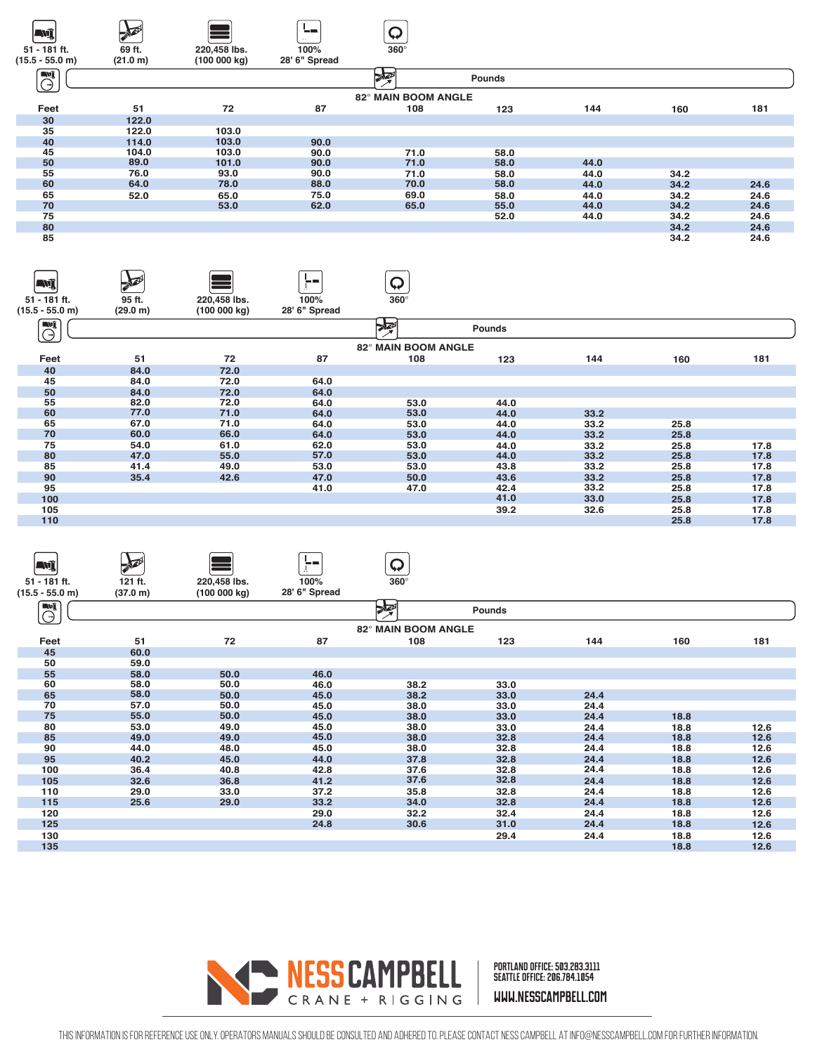51 - 181 ft. (15.5 - 55.0 m) | 69 ft. (21.0 m) | 220,458 lbs. (100 000 kg) | 100% 28' 6" Spread | 360°

Pounds

82° MAIN BOOM ANGLE

| Feet | 51 | 72 | 87 | 108 | 123 | 144 | 160 | 181 |
|---|---|---|---|---|---|---|---|---|
| 30 | 122.0 | | | | | | | |
| 35 | 122.0 | 103.0 | | | | | | |
| 40 | 114.0 | 103.0 | 90.0 | | | | | |
| 45 | 104.0 | 103.0 | 90.0 | 71.0 | 58.0 | | | |
| 50 | 89.0 | 101.0 | 90.0 | 71.0 | 58.0 | 44.0 | | |
| 55 | 76.0 | 93.0 | 90.0 | 71.0 | 58.0 | 44.0 | 34.2 | |
| 60 | 64.0 | 78.0 | 88.0 | 70.0 | 58.0 | 44.0 | 34.2 | 24.6 |
| 65 | 52.0 | 65.0 | 75.0 | 69.0 | 58.0 | 44.0 | 34.2 | 24.6 |
| 70 | | 53.0 | 62.0 | 65.0 | 55.0 | 44.0 | 34.2 | 24.6 |
| 75 | | | | | 52.0 | 44.0 | 34.2 | 24.6 |
| 80 | | | | | | | 34.2 | 24.6 |
| 85 | | | | | | | 34.2 | 24.6 |

51 - 181 ft. (15.5 - 55.0 m) | 95 ft. (29.0 m) | 220,458 lbs. (100 000 kg) | 100% 28' 6" Spread | 360°

Pounds

82° MAIN BOOM ANGLE

| Feet | 51 | 72 | 87 | 108 | 123 | 144 | 160 | 181 |
|---|---|---|---|---|---|---|---|---|
| 40 | 84.0 | 72.0 | | | | | | |
| 45 | 84.0 | 72.0 | 64.0 | | | | | |
| 50 | 84.0 | 72.0 | 64.0 | | | | | |
| 55 | 82.0 | 72.0 | 64.0 | 53.0 | 44.0 | | | |
| 60 | 77.0 | 71.0 | 64.0 | 53.0 | 44.0 | 33.2 | | |
| 65 | 67.0 | 71.0 | 64.0 | 53.0 | 44.0 | 33.2 | 25.8 | |
| 70 | 60.0 | 66.0 | 64.0 | 53.0 | 44.0 | 33.2 | 25.8 | |
| 75 | 54.0 | 61.0 | 62.0 | 53.0 | 44.0 | 33.2 | 25.8 | 17.8 |
| 80 | 47.0 | 55.0 | 57.0 | 53.0 | 44.0 | 33.2 | 25.8 | 17.8 |
| 85 | 41.4 | 49.0 | 53.0 | 53.0 | 43.8 | 33.2 | 25.8 | 17.8 |
| 90 | 35.4 | 42.6 | 47.0 | 50.0 | 43.6 | 33.2 | 25.8 | 17.8 |
| 95 | | | 41.0 | 47.0 | 42.4 | 33.2 | 25.8 | 17.8 |
| 100 | | | | | 41.0 | 33.0 | 25.8 | 17.8 |
| 105 | | | | | 39.2 | 32.6 | 25.8 | 17.8 |
| 110 | | | | | | | 25.8 | 17.8 |

51 - 181 ft. (15.5 - 55.0 m) | 121 ft. (37.0 m) | 220,458 lbs. (100 000 kg) | 100% 28' 6" Spread | 360°

Pounds

82° MAIN BOOM ANGLE

| Feet | 51 | 72 | 87 | 108 | 123 | 144 | 160 | 181 |
|---|---|---|---|---|---|---|---|---|
| 45 | 60.0 | | | | | | | |
| 50 | 59.0 | | | | | | | |
| 55 | 58.0 | 50.0 | 46.0 | | | | | |
| 60 | 58.0 | 50.0 | 46.0 | 38.2 | 33.0 | | | |
| 65 | 58.0 | 50.0 | 45.0 | 38.2 | 33.0 | 24.4 | | |
| 70 | 57.0 | 50.0 | 45.0 | 38.0 | 33.0 | 24.4 | | |
| 75 | 55.0 | 50.0 | 45.0 | 38.0 | 33.0 | 24.4 | 18.8 | |
| 80 | 53.0 | 49.0 | 45.0 | 38.0 | 33.0 | 24.4 | 18.8 | 12.6 |
| 85 | 49.0 | 49.0 | 45.0 | 38.0 | 32.8 | 24.4 | 18.8 | 12.6 |
| 90 | 44.0 | 48.0 | 45.0 | 38.0 | 32.8 | 24.4 | 18.8 | 12.6 |
| 95 | 40.2 | 45.0 | 44.0 | 37.8 | 32.8 | 24.4 | 18.8 | 12.6 |
| 100 | 36.4 | 40.8 | 42.8 | 37.6 | 32.8 | 24.4 | 18.8 | 12.6 |
| 105 | 32.6 | 36.8 | 41.2 | 37.6 | 32.8 | 24.4 | 18.8 | 12.6 |
| 110 | 29.0 | 33.0 | 37.2 | 35.8 | 32.8 | 24.4 | 18.8 | 12.6 |
| 115 | 25.6 | 29.0 | 33.2 | 34.0 | 32.8 | 24.4 | 18.8 | 12.6 |
| 120 | | | 29.0 | 32.2 | 32.4 | 24.4 | 18.8 | 12.6 |
| 125 | | | 24.8 | 30.6 | 31.0 | 24.4 | 18.8 | 12.6 |
| 130 | | | | | 29.4 | 24.4 | 18.8 | 12.6 |
| 135 | | | | | | | 18.8 | 12.6 |

NESS CAMPBELL CRANE + RIGGING

PORTLAND OFFICE: 503.283.3111
SEATTLE OFFICE: 206.784.1054
WWW.NESSCAMPBELL.COM

THIS INFORMATION IS FOR REFERENCE USE ONLY. OPERATORS MANUALS SHOULD BE CONSULTED AND ADHERED TO. PLEASE CONTACT NESS CAMPBELL AT INFO@NESSCAMPBELL.COM FOR FURTHER INFORMATION.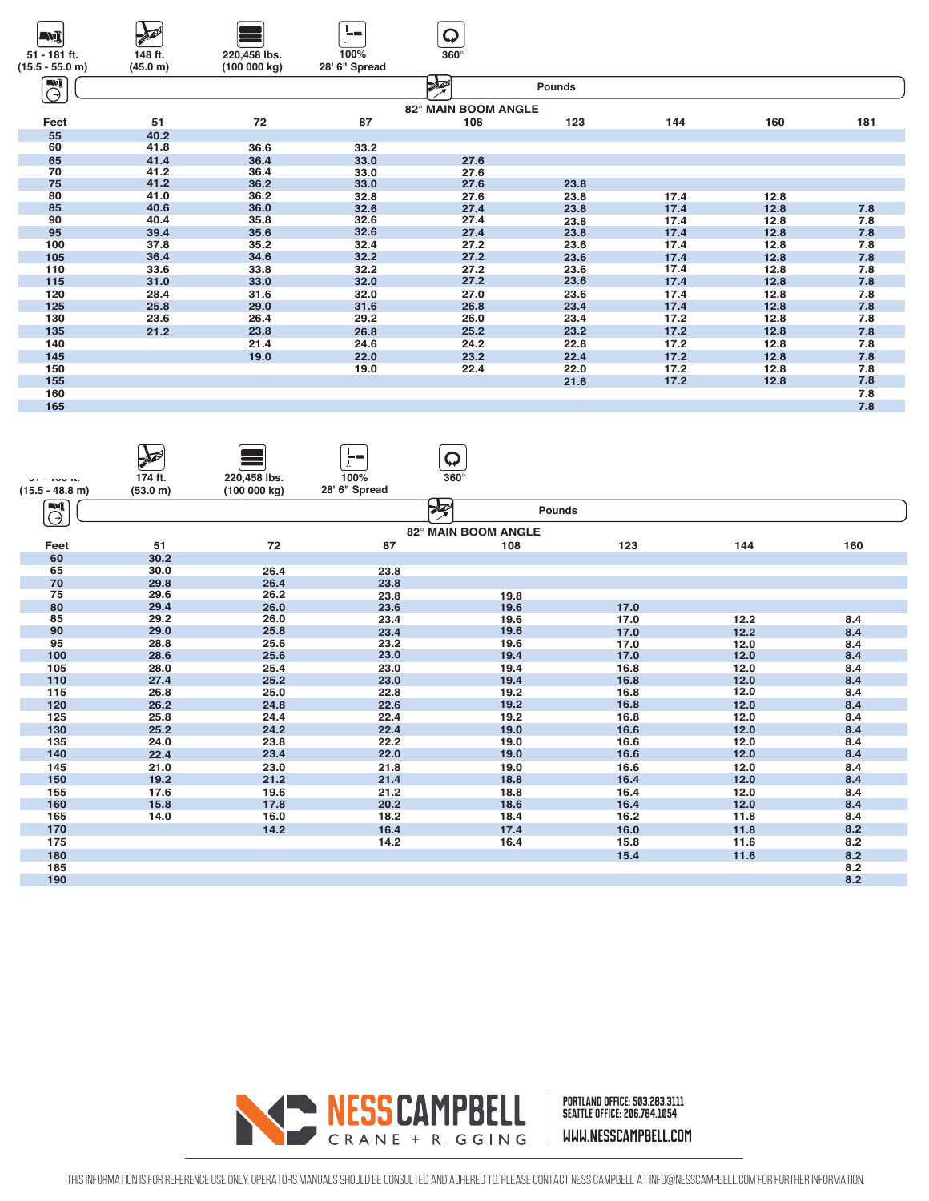51 - 181 ft. (15.5 - 55.0 m) | 148 ft. (45.0 m) | 220,458 lbs. (100 000 kg) | 100% 28' 6" Spread | 360°

Pounds

82° MAIN BOOM ANGLE

| Feet | 51 | 72 | 87 | 108 | 123 | 144 | 160 | 181 |
|---|---|---|---|---|---|---|---|---|
| 55 | 40.2 | | | | | | | |
| 60 | 41.8 | 36.6 | 33.2 | | | | | |
| 65 | 41.4 | 36.4 | 33.0 | 27.6 | | | | |
| 70 | 41.2 | 36.4 | 33.0 | 27.6 | | | | |
| 75 | 41.2 | 36.2 | 33.0 | 27.6 | 23.8 | | | |
| 80 | 41.0 | 36.2 | 32.8 | 27.6 | 23.8 | 17.4 | 12.8 | |
| 85 | 40.6 | 36.0 | 32.6 | 27.4 | 23.8 | 17.4 | 12.8 | 7.8 |
| 90 | 40.4 | 35.8 | 32.6 | 27.4 | 23.8 | 17.4 | 12.8 | 7.8 |
| 95 | 39.4 | 35.6 | 32.6 | 27.4 | 23.8 | 17.4 | 12.8 | 7.8 |
| 100 | 37.8 | 35.2 | 32.4 | 27.2 | 23.6 | 17.4 | 12.8 | 7.8 |
| 105 | 36.4 | 34.6 | 32.2 | 27.2 | 23.6 | 17.4 | 12.8 | 7.8 |
| 110 | 33.6 | 33.8 | 32.2 | 27.2 | 23.6 | 17.4 | 12.8 | 7.8 |
| 115 | 31.0 | 33.0 | 32.0 | 27.2 | 23.6 | 17.4 | 12.8 | 7.8 |
| 120 | 28.4 | 31.6 | 32.0 | 27.0 | 23.6 | 17.4 | 12.8 | 7.8 |
| 125 | 25.8 | 29.0 | 31.6 | 26.8 | 23.4 | 17.4 | 12.8 | 7.8 |
| 130 | 23.6 | 26.4 | 29.2 | 26.0 | 23.4 | 17.2 | 12.8 | 7.8 |
| 135 | 21.2 | 23.8 | 26.8 | 25.2 | 23.2 | 17.2 | 12.8 | 7.8 |
| 140 | | 21.4 | 24.6 | 24.2 | 22.8 | 17.2 | 12.8 | 7.8 |
| 145 | | 19.0 | 22.0 | 23.2 | 22.4 | 17.2 | 12.8 | 7.8 |
| 150 | | | 19.0 | 22.4 | 22.0 | 17.2 | 12.8 | 7.8 |
| 155 | | | | | 21.6 | 17.2 | 12.8 | 7.8 |
| 160 | | | | | | | | 7.8 |
| 165 | | | | | | | | 7.8 |

51 - 160 ft. (15.5 - 48.8 m) | 174 ft. (53.0 m) | 220,458 lbs. (100 000 kg) | 100% 28' 6" Spread | 360°

Pounds

82° MAIN BOOM ANGLE

| Feet | 51 | 72 | 87 | 108 | 123 | 144 | 160 |
|---|---|---|---|---|---|---|---|
| 60 | 30.2 | | | | | | |
| 65 | 30.0 | 26.4 | 23.8 | | | | |
| 70 | 29.8 | 26.4 | 23.8 | | | | |
| 75 | 29.6 | 26.2 | 23.8 | 19.8 | | | |
| 80 | 29.4 | 26.0 | 23.6 | 19.6 | 17.0 | | |
| 85 | 29.2 | 26.0 | 23.4 | 19.6 | 17.0 | 12.2 | 8.4 |
| 90 | 29.0 | 25.8 | 23.4 | 19.6 | 17.0 | 12.2 | 8.4 |
| 95 | 28.8 | 25.6 | 23.2 | 19.6 | 17.0 | 12.0 | 8.4 |
| 100 | 28.6 | 25.6 | 23.0 | 19.4 | 17.0 | 12.0 | 8.4 |
| 105 | 28.0 | 25.4 | 23.0 | 19.4 | 16.8 | 12.0 | 8.4 |
| 110 | 27.4 | 25.2 | 23.0 | 19.4 | 16.8 | 12.0 | 8.4 |
| 115 | 26.8 | 25.0 | 22.8 | 19.2 | 16.8 | 12.0 | 8.4 |
| 120 | 26.2 | 24.8 | 22.6 | 19.2 | 16.8 | 12.0 | 8.4 |
| 125 | 25.8 | 24.4 | 22.4 | 19.2 | 16.8 | 12.0 | 8.4 |
| 130 | 25.2 | 24.2 | 22.4 | 19.0 | 16.6 | 12.0 | 8.4 |
| 135 | 24.0 | 23.8 | 22.2 | 19.0 | 16.6 | 12.0 | 8.4 |
| 140 | 22.4 | 23.4 | 22.0 | 19.0 | 16.6 | 12.0 | 8.4 |
| 145 | 21.0 | 23.0 | 21.8 | 19.0 | 16.6 | 12.0 | 8.4 |
| 150 | 19.2 | 21.2 | 21.4 | 18.8 | 16.4 | 12.0 | 8.4 |
| 155 | 17.6 | 19.6 | 21.2 | 18.8 | 16.4 | 12.0 | 8.4 |
| 160 | 15.8 | 17.8 | 20.2 | 18.6 | 16.4 | 12.0 | 8.4 |
| 165 | 14.0 | 16.0 | 18.2 | 18.4 | 16.2 | 11.8 | 8.4 |
| 170 | | 14.2 | 16.4 | 17.4 | 16.0 | 11.8 | 8.2 |
| 175 | | | 14.2 | 16.4 | 15.8 | 11.6 | 8.2 |
| 180 | | | | | 15.4 | 11.6 | 8.2 |
| 185 | | | | | | | 8.2 |
| 190 | | | | | | | 8.2 |

NESS CAMPBELL CRANE + RIGGING

PORTLAND OFFICE: 503.283.3111
SEATTLE OFFICE: 206.784.1054
WWW.NESSCAMPBELL.COM

THIS INFORMATION IS FOR REFERENCE USE ONLY. OPERATORS MANUALS SHOULD BE CONSULTED AND ADHERED TO. PLEASE CONTACT NESS CAMPBELL AT INFO@NESSCAMPBELL.COM FOR FURTHER INFORMATION.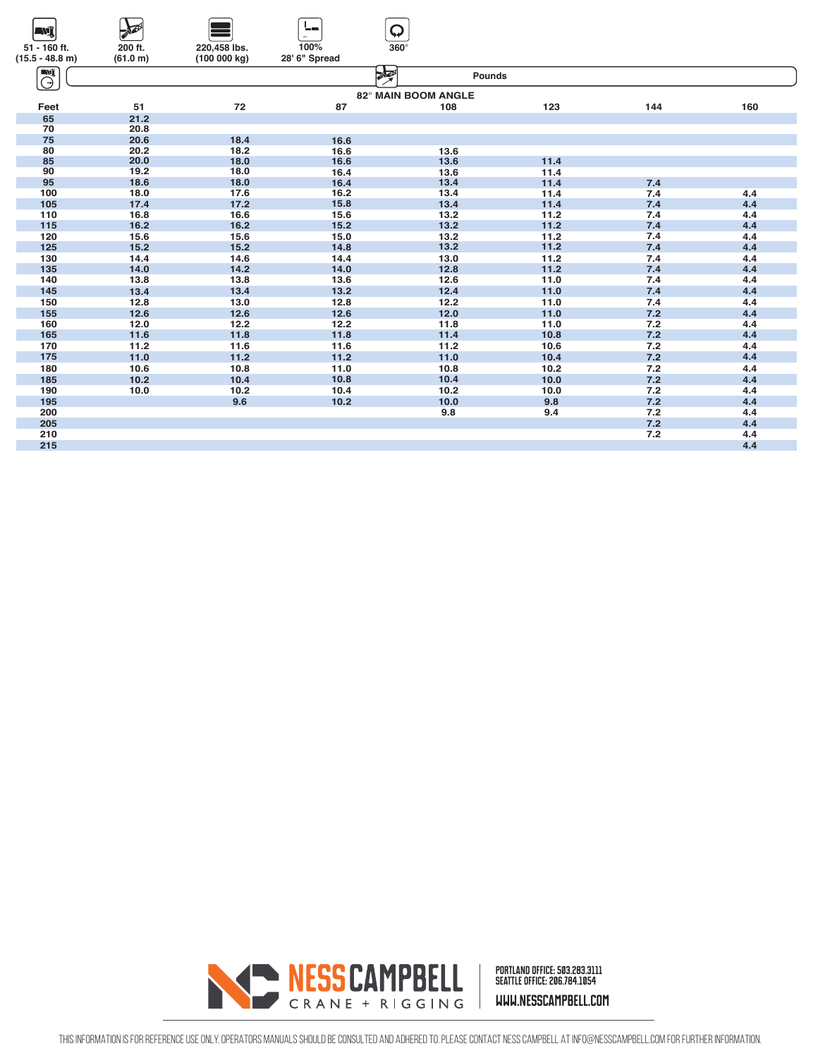| 51 - 160 ft. (15.5 - 48.8 m) | 200 ft. (61.0 m) | 220,458 lbs. (100 000 kg) | 100% 28' 6" Spread | 360° |
|---|---|---|---|---|

**Pounds**

**82° MAIN BOOM ANGLE**

| Feet | 51 | 72 | 87 | 108 | 123 | 144 | 160 |
|---|---|---|---|---|---|---|---|
| 65 | 21.2 | | | | | | |
| 70 | 20.8 | | | | | | |
| 75 | 20.6 | 18.4 | 16.6 | | | | |
| 80 | 20.2 | 18.2 | 16.6 | 13.6 | | | |
| 85 | 20.0 | 18.0 | 16.6 | 13.6 | 11.4 | | |
| 90 | 19.2 | 18.0 | 16.4 | 13.6 | 11.4 | | |
| 95 | 18.6 | 18.0 | 16.4 | 13.4 | 11.4 | 7.4 | |
| 100 | 18.0 | 17.6 | 16.2 | 13.4 | 11.4 | 7.4 | 4.4 |
| 105 | 17.4 | 17.2 | 15.8 | 13.4 | 11.4 | 7.4 | 4.4 |
| 110 | 16.8 | 16.6 | 15.6 | 13.2 | 11.2 | 7.4 | 4.4 |
| 115 | 16.2 | 16.2 | 15.2 | 13.2 | 11.2 | 7.4 | 4.4 |
| 120 | 15.6 | 15.6 | 15.0 | 13.2 | 11.2 | 7.4 | 4.4 |
| 125 | 15.2 | 15.2 | 14.8 | 13.2 | 11.2 | 7.4 | 4.4 |
| 130 | 14.4 | 14.6 | 14.4 | 13.0 | 11.2 | 7.4 | 4.4 |
| 135 | 14.0 | 14.2 | 14.0 | 12.8 | 11.2 | 7.4 | 4.4 |
| 140 | 13.8 | 13.8 | 13.6 | 12.6 | 11.0 | 7.4 | 4.4 |
| 145 | 13.4 | 13.4 | 13.2 | 12.4 | 11.0 | 7.4 | 4.4 |
| 150 | 12.8 | 13.0 | 12.8 | 12.2 | 11.0 | 7.4 | 4.4 |
| 155 | 12.6 | 12.6 | 12.6 | 12.0 | 11.0 | 7.2 | 4.4 |
| 160 | 12.0 | 12.2 | 12.2 | 11.8 | 11.0 | 7.2 | 4.4 |
| 165 | 11.6 | 11.8 | 11.8 | 11.4 | 10.8 | 7.2 | 4.4 |
| 170 | 11.2 | 11.6 | 11.6 | 11.2 | 10.6 | 7.2 | 4.4 |
| 175 | 11.0 | 11.2 | 11.2 | 11.0 | 10.4 | 7.2 | 4.4 |
| 180 | 10.6 | 10.8 | 11.0 | 10.8 | 10.2 | 7.2 | 4.4 |
| 185 | 10.2 | 10.4 | 10.8 | 10.4 | 10.0 | 7.2 | 4.4 |
| 190 | 10.0 | 10.2 | 10.4 | 10.2 | 10.0 | 7.2 | 4.4 |
| 195 | | 9.6 | 10.2 | 10.0 | 9.8 | 7.2 | 4.4 |
| 200 | | | | 9.8 | 9.4 | 7.2 | 4.4 |
| 205 | | | | | | 7.2 | 4.4 |
| 210 | | | | | | 7.2 | 4.4 |
| 215 | | | | | | | 4.4 |

NESS CAMPBELL CRANE + RIGGING

PORTLAND OFFICE: 503.283.3111
SEATTLE OFFICE: 206.784.1054

WWW.NESSCAMPBELL.COM

THIS INFORMATION IS FOR REFERENCE USE ONLY. OPERATORS MANUALS SHOULD BE CONSULTED AND ADHERED TO. PLEASE CONTACT NESS CAMPBELL AT INFO@NESSCAMPBELL.COM FOR FURTHER INFORMATION.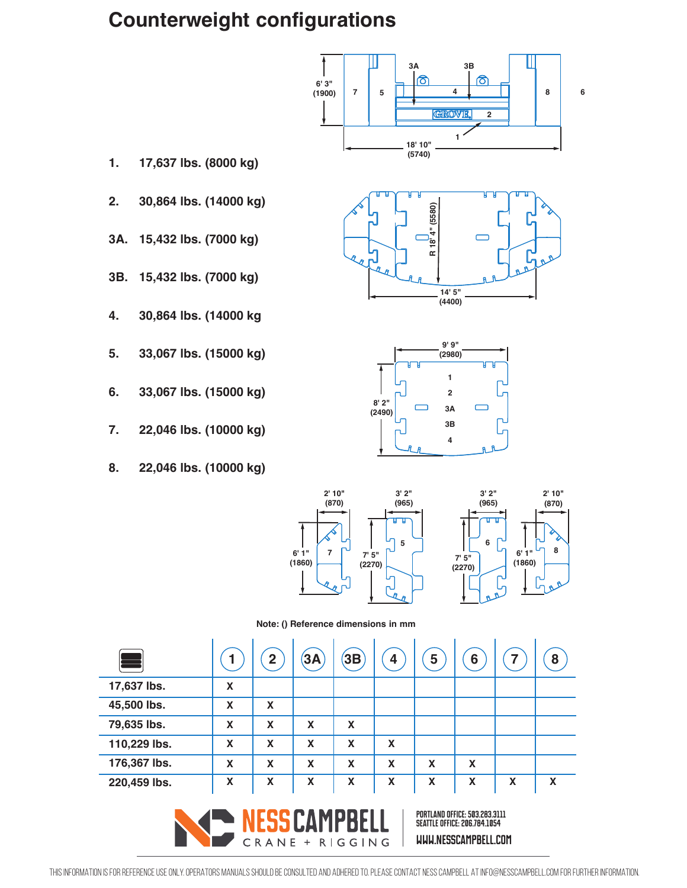# Counterweight configurations

1. **17,637 lbs. (8000 kg)**
2. **30,864 lbs. (14000 kg)**
3A. **15,432 lbs. (7000 kg)**
3B. **15,432 lbs. (7000 kg)**
4. **30,864 lbs. (14000 kg**
5. **33,067 lbs. (15000 kg)**
6. **33,067 lbs. (15000 kg)**
7. **22,046 lbs. (10000 kg)**
8. **22,046 lbs. (10000 kg)**

6' 3" (1900)
3A
3B
7
5
4
8
6
GROVE
2
1
18' 10" (5740)

R 18' 4" (5580)
14' 5" (4400)

9' 9" (2980)
8' 2" (2490)
1
2
3A
3B
4

2' 10" (870)
6' 1" (1860)
7
3' 2" (965)
7' 5" (2270)
5
3' 2" (965)
7' 5" (2270)
6
2' 10" (870)
6' 1" (1860)
8

Note: () Reference dimensions in mm

| | 1 | 2 | 3A | 3B | 4 | 5 | 6 | 7 | 8 |
|---|---|---|---|---|---|---|---|---|---|
| 17,637 lbs. | X | | | | | | | | |
| 45,500 lbs. | X | X | | | | | | | |
| 79,635 lbs. | X | X | X | X | | | | | |
| 110,229 lbs. | X | X | X | X | X | | | | |
| 176,367 lbs. | X | X | X | X | X | X | X | | |
| 220,459 lbs. | X | X | X | X | X | X | X | X | X |

NESS CAMPBELL CRANE + RIGGING

PORTLAND OFFICE: 503.283.3111
SEATTLE OFFICE: 206.784.1054
WWW.NESSCAMPBELL.COM

THIS INFORMATION IS FOR REFERENCE USE ONLY. OPERATORS MANUALS SHOULD BE CONSULTED AND ADHERED TO. PLEASE CONTACT NESS CAMPBELL AT INFO@NESSCAMPBELL.COM FOR FURTHER INFORMATION.